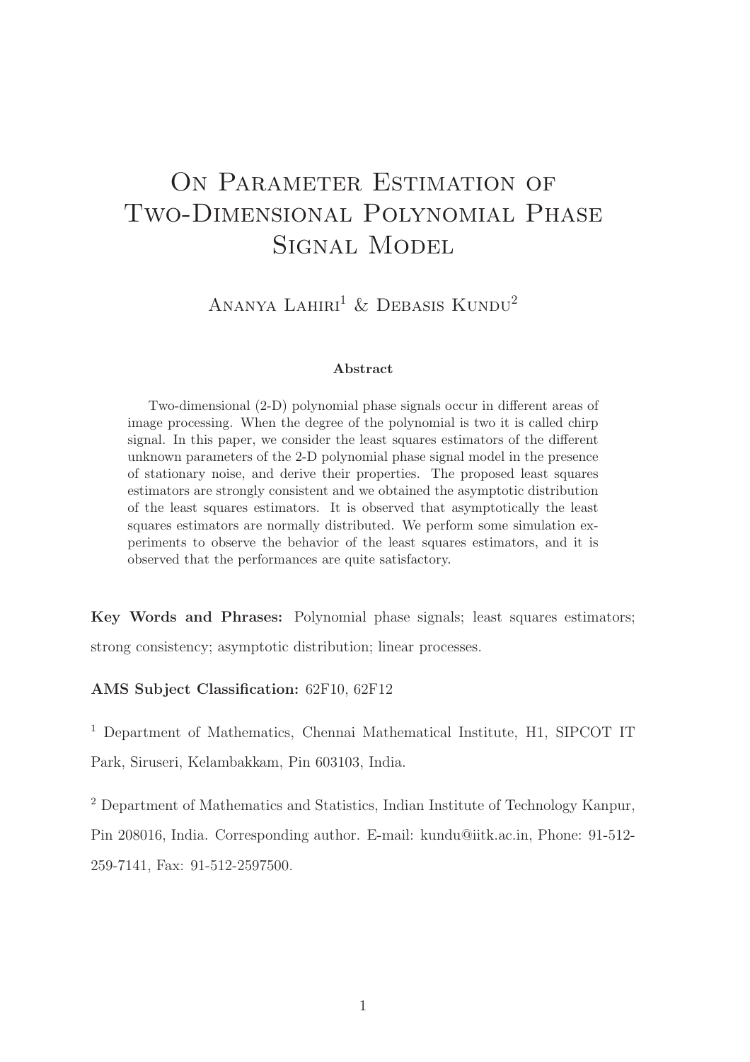# On Parameter Estimation of Two-Dimensional Polynomial Phase Signal Model

Ananya Lahiri[1] & Debasis Kundu[2]

### Abstract

Two-dimensional (2-D) polynomial phase signals occur in different areas of image processing. When the degree of the polynomial is two it is called chirp signal. In this paper, we consider the least squares estimators of the different unknown parameters of the 2-D polynomial phase signal model in the presence of stationary noise, and derive their properties. The proposed least squares estimators are strongly consistent and we obtained the asymptotic distribution of the least squares estimators. It is observed that asymptotically the least squares estimators are normally distributed. We perform some simulation experiments to observe the behavior of the least squares estimators, and it is observed that the performances are quite satisfactory.

**Key Words and Phrases:** Polynomial phase signals; least squares estimators; strong consistency; asymptotic distribution; linear processes.

**AMS Subject Classification:** 62F10, 62F12

[1] Department of Mathematics, Chennai Mathematical Institute, H1, SIPCOT IT Park, Siruseri, Kelambakkam, Pin 603103, India.

[2] Department of Mathematics and Statistics, Indian Institute of Technology Kanpur, Pin 208016, India. Corresponding author. E-mail: kundu@iitk.ac.in, Phone: 91-512-259-7141, Fax: 91-512-2597500.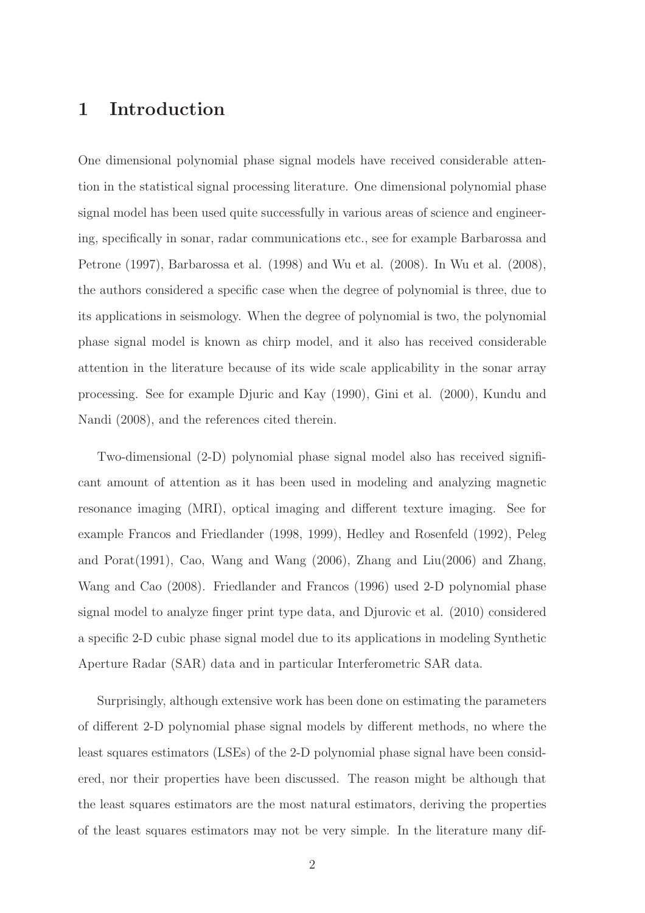# 1 Introduction

One dimensional polynomial phase signal models have received considerable attention in the statistical signal processing literature. One dimensional polynomial phase signal model has been used quite successfully in various areas of science and engineering, specifically in sonar, radar communications etc., see for example Barbarossa and Petrone (1997), Barbarossa et al. (1998) and Wu et al. (2008). In Wu et al. (2008), the authors considered a specific case when the degree of polynomial is three, due to its applications in seismology. When the degree of polynomial is two, the polynomial phase signal model is known as chirp model, and it also has received considerable attention in the literature because of its wide scale applicability in the sonar array processing. See for example Djuric and Kay (1990), Gini et al. (2000), Kundu and Nandi (2008), and the references cited therein.

Two-dimensional (2-D) polynomial phase signal model also has received significant amount of attention as it has been used in modeling and analyzing magnetic resonance imaging (MRI), optical imaging and different texture imaging. See for example Francos and Friedlander (1998, 1999), Hedley and Rosenfeld (1992), Peleg and Porat(1991), Cao, Wang and Wang (2006), Zhang and Liu(2006) and Zhang, Wang and Cao (2008). Friedlander and Francos (1996) used 2-D polynomial phase signal model to analyze finger print type data, and Djurovic et al. (2010) considered a specific 2-D cubic phase signal model due to its applications in modeling Synthetic Aperture Radar (SAR) data and in particular Interferometric SAR data.

Surprisingly, although extensive work has been done on estimating the parameters of different 2-D polynomial phase signal models by different methods, no where the least squares estimators (LSEs) of the 2-D polynomial phase signal have been considered, nor their properties have been discussed. The reason might be although that the least squares estimators are the most natural estimators, deriving the properties of the least squares estimators may not be very simple. In the literature many dif-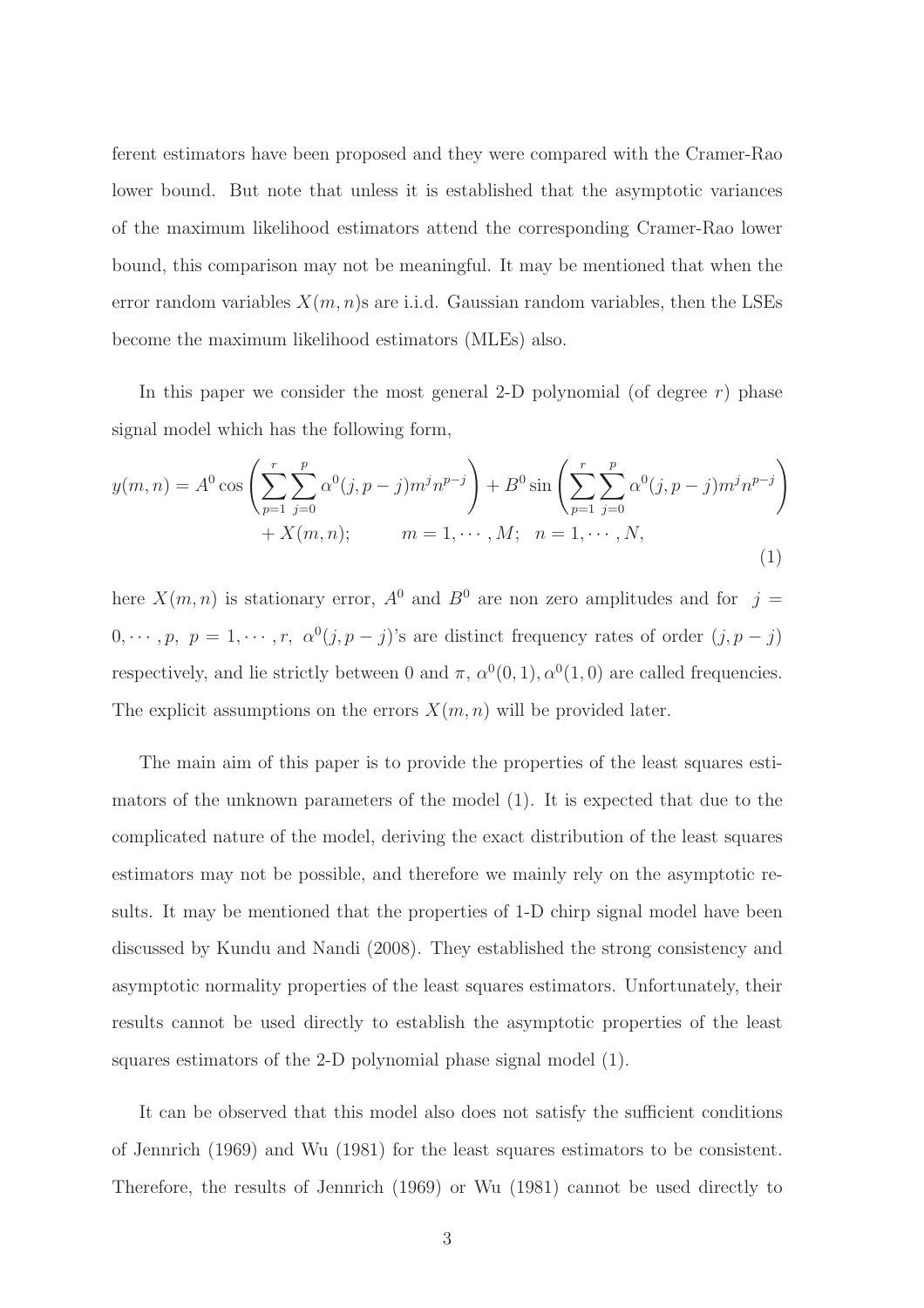ferent estimators have been proposed and they were compared with the Cramer-Rao lower bound. But note that unless it is established that the asymptotic variances of the maximum likelihood estimators attend the corresponding Cramer-Rao lower bound, this comparison may not be meaningful. It may be mentioned that when the error random variables $X(m,n)$s are i.i.d. Gaussian random variables, then the LSEs become the maximum likelihood estimators (MLEs) also.

In this paper we consider the most general 2-D polynomial (of degree $r$) phase signal model which has the following form,

$$
\begin{aligned}
y(m,n) = A^0 \cos\left(\sum_{p=1}^{r}\sum_{j=0}^{p}\alpha^0(j,p-j)m^j n^{p-j}\right) + B^0 \sin\left(\sum_{p=1}^{r}\sum_{j=0}^{p}\alpha^0(j,p-j)m^j n^{p-j}\right) \\
+ X(m,n); \qquad m = 1,\cdots,M; \quad n = 1,\cdots,N,
\end{aligned}
\tag{1}
$$

here $X(m,n)$ is stationary error, $A^0$ and $B^0$ are non zero amplitudes and for $j = 0,\cdots,p,\ p = 1,\cdots,r,\ \alpha^0(j,p-j)$'s are distinct frequency rates of order $(j,p-j)$ respectively, and lie strictly between 0 and $\pi$, $\alpha^0(0,1), \alpha^0(1,0)$ are called frequencies. The explicit assumptions on the errors $X(m,n)$ will be provided later.

The main aim of this paper is to provide the properties of the least squares estimators of the unknown parameters of the model (1). It is expected that due to the complicated nature of the model, deriving the exact distribution of the least squares estimators may not be possible, and therefore we mainly rely on the asymptotic results. It may be mentioned that the properties of 1-D chirp signal model have been discussed by Kundu and Nandi (2008). They established the strong consistency and asymptotic normality properties of the least squares estimators. Unfortunately, their results cannot be used directly to establish the asymptotic properties of the least squares estimators of the 2-D polynomial phase signal model (1).

It can be observed that this model also does not satisfy the sufficient conditions of Jennrich (1969) and Wu (1981) for the least squares estimators to be consistent. Therefore, the results of Jennrich (1969) or Wu (1981) cannot be used directly to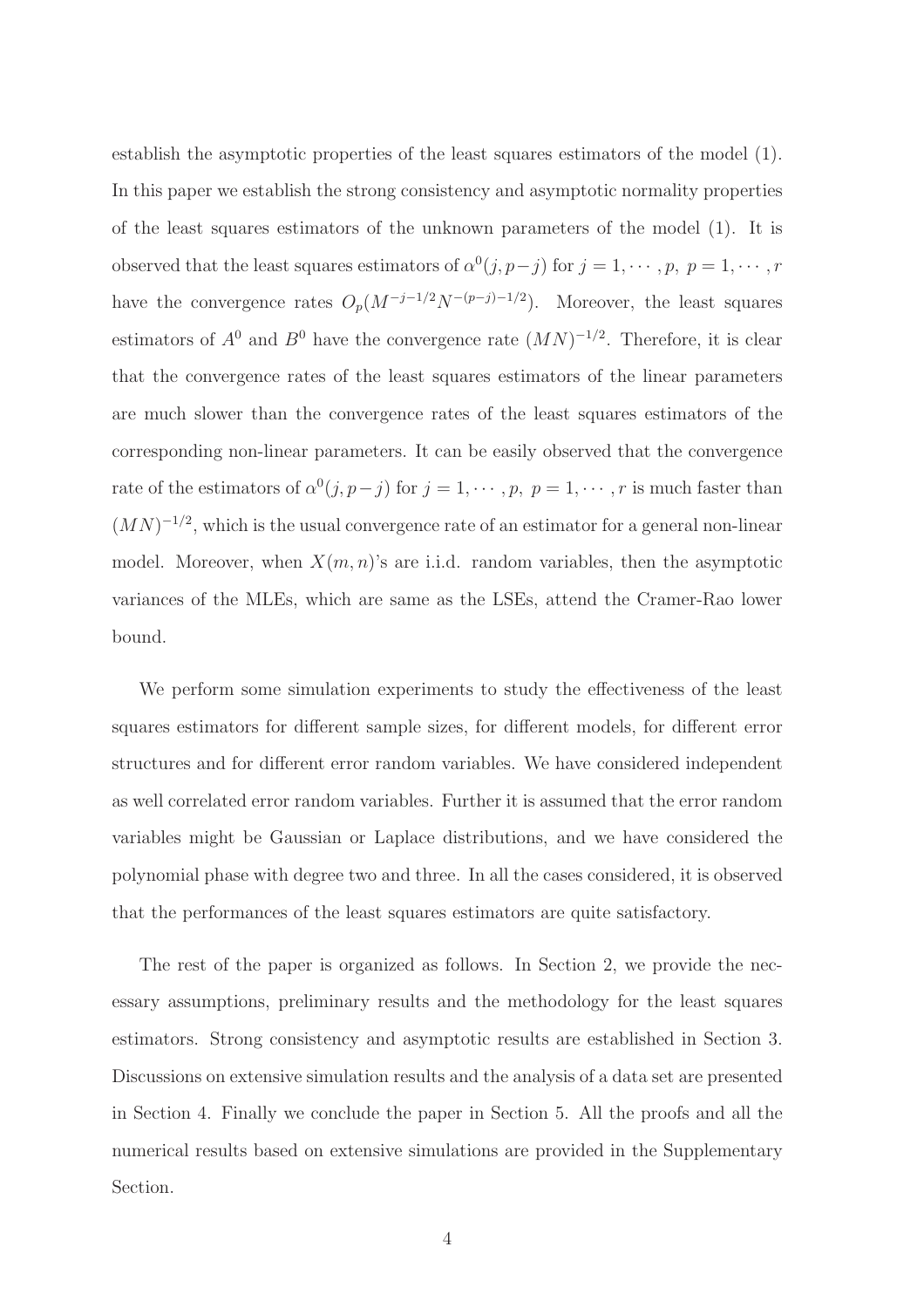establish the asymptotic properties of the least squares estimators of the model (1). In this paper we establish the strong consistency and asymptotic normality properties of the least squares estimators of the unknown parameters of the model (1). It is observed that the least squares estimators of $\alpha^0(j, p-j)$ for $j = 1, \cdots, p,\ p = 1, \cdots, r$ have the convergence rates $O_p(M^{-j-1/2}N^{-(p-j)-1/2})$. Moreover, the least squares estimators of $A^0$ and $B^0$ have the convergence rate $(MN)^{-1/2}$. Therefore, it is clear that the convergence rates of the least squares estimators of the linear parameters are much slower than the convergence rates of the least squares estimators of the corresponding non-linear parameters. It can be easily observed that the convergence rate of the estimators of $\alpha^0(j, p-j)$ for $j = 1, \cdots, p,\ p = 1, \cdots, r$ is much faster than $(MN)^{-1/2}$, which is the usual convergence rate of an estimator for a general non-linear model. Moreover, when $X(m, n)$'s are i.i.d. random variables, then the asymptotic variances of the MLEs, which are same as the LSEs, attend the Cramer-Rao lower bound.

We perform some simulation experiments to study the effectiveness of the least squares estimators for different sample sizes, for different models, for different error structures and for different error random variables. We have considered independent as well correlated error random variables. Further it is assumed that the error random variables might be Gaussian or Laplace distributions, and we have considered the polynomial phase with degree two and three. In all the cases considered, it is observed that the performances of the least squares estimators are quite satisfactory.

The rest of the paper is organized as follows. In Section 2, we provide the necessary assumptions, preliminary results and the methodology for the least squares estimators. Strong consistency and asymptotic results are established in Section 3. Discussions on extensive simulation results and the analysis of a data set are presented in Section 4. Finally we conclude the paper in Section 5. All the proofs and all the numerical results based on extensive simulations are provided in the Supplementary Section.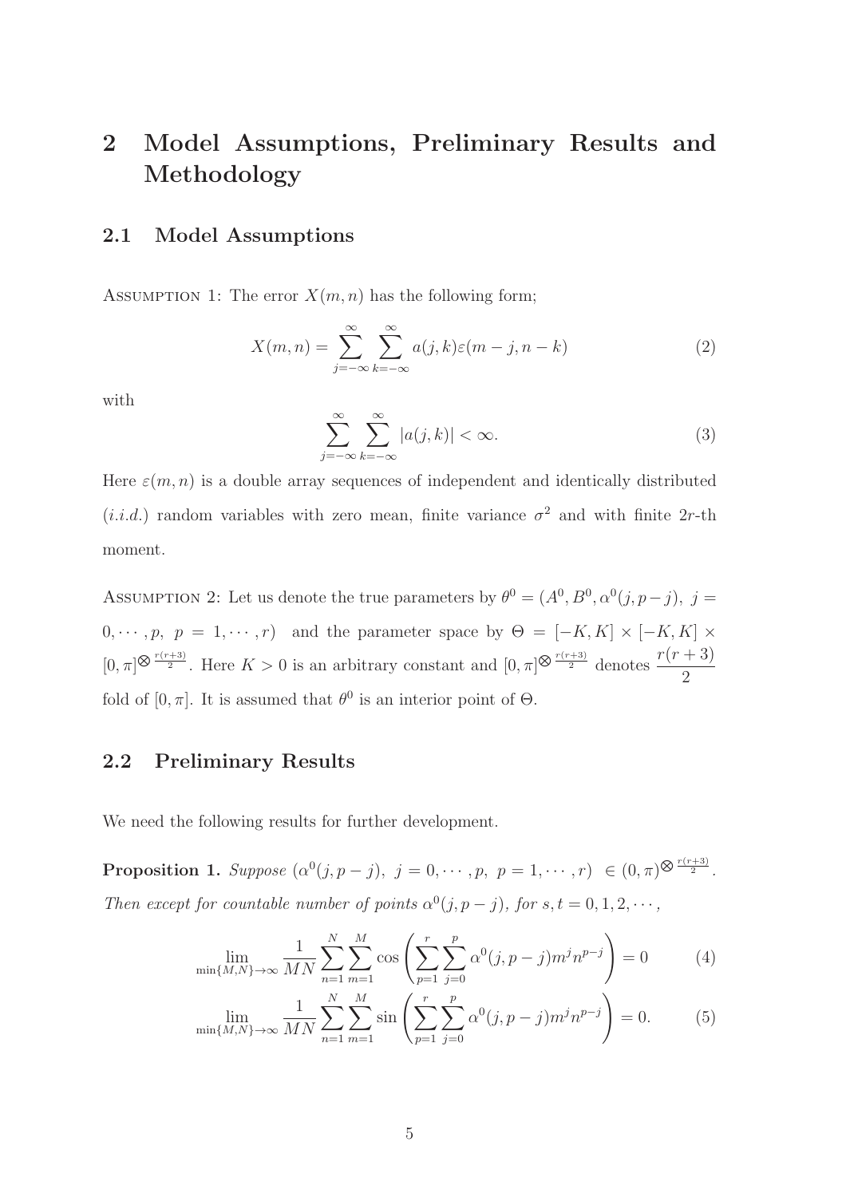# 2 Model Assumptions, Preliminary Results and Methodology

## 2.1 Model Assumptions

ASSUMPTION 1: The error $X(m,n)$ has the following form;

$$X(m,n) = \sum_{j=-\infty}^{\infty} \sum_{k=-\infty}^{\infty} a(j,k)\varepsilon(m-j, n-k) \tag{2}$$

with

$$\sum_{j=-\infty}^{\infty} \sum_{k=-\infty}^{\infty} |a(j,k)| < \infty. \tag{3}$$

Here $\varepsilon(m,n)$ is a double array sequences of independent and identically distributed ($i.i.d.$) random variables with zero mean, finite variance $\sigma^2$ and with finite $2r$-th moment.

ASSUMPTION 2: Let us denote the true parameters by $\theta^0 = (A^0, B^0, \alpha^0(j, p-j),\ j = 0, \cdots, p,\ p = 1, \cdots, r)$ and the parameter space by $\Theta = [-K, K] \times [-K, K] \times [0, \pi]^{\bigotimes \frac{r(r+3)}{2}}$. Here $K > 0$ is an arbitrary constant and $[0, \pi]^{\bigotimes \frac{r(r+3)}{2}}$ denotes $\dfrac{r(r+3)}{2}$ fold of $[0, \pi]$. It is assumed that $\theta^0$ is an interior point of $\Theta$.

## 2.2 Preliminary Results

We need the following results for further development.

**Proposition 1.** *Suppose $(\alpha^0(j, p-j),\ j = 0, \cdots, p,\ p = 1, \cdots, r) \ \in (0, \pi)^{\bigotimes \frac{r(r+3)}{2}}$. Then except for countable number of points $\alpha^0(j, p-j)$, for $s, t = 0, 1, 2, \cdots$,*

$$\lim_{\min\{M,N\}\to\infty} \frac{1}{MN} \sum_{n=1}^{N} \sum_{m=1}^{M} \cos\left( \sum_{p=1}^{r} \sum_{j=0}^{p} \alpha^0(j, p-j) m^j n^{p-j} \right) = 0 \tag{4}$$

$$\lim_{\min\{M,N\}\to\infty} \frac{1}{MN} \sum_{n=1}^{N} \sum_{m=1}^{M} \sin\left( \sum_{p=1}^{r} \sum_{j=0}^{p} \alpha^0(j, p-j) m^j n^{p-j} \right) = 0. \tag{5}$$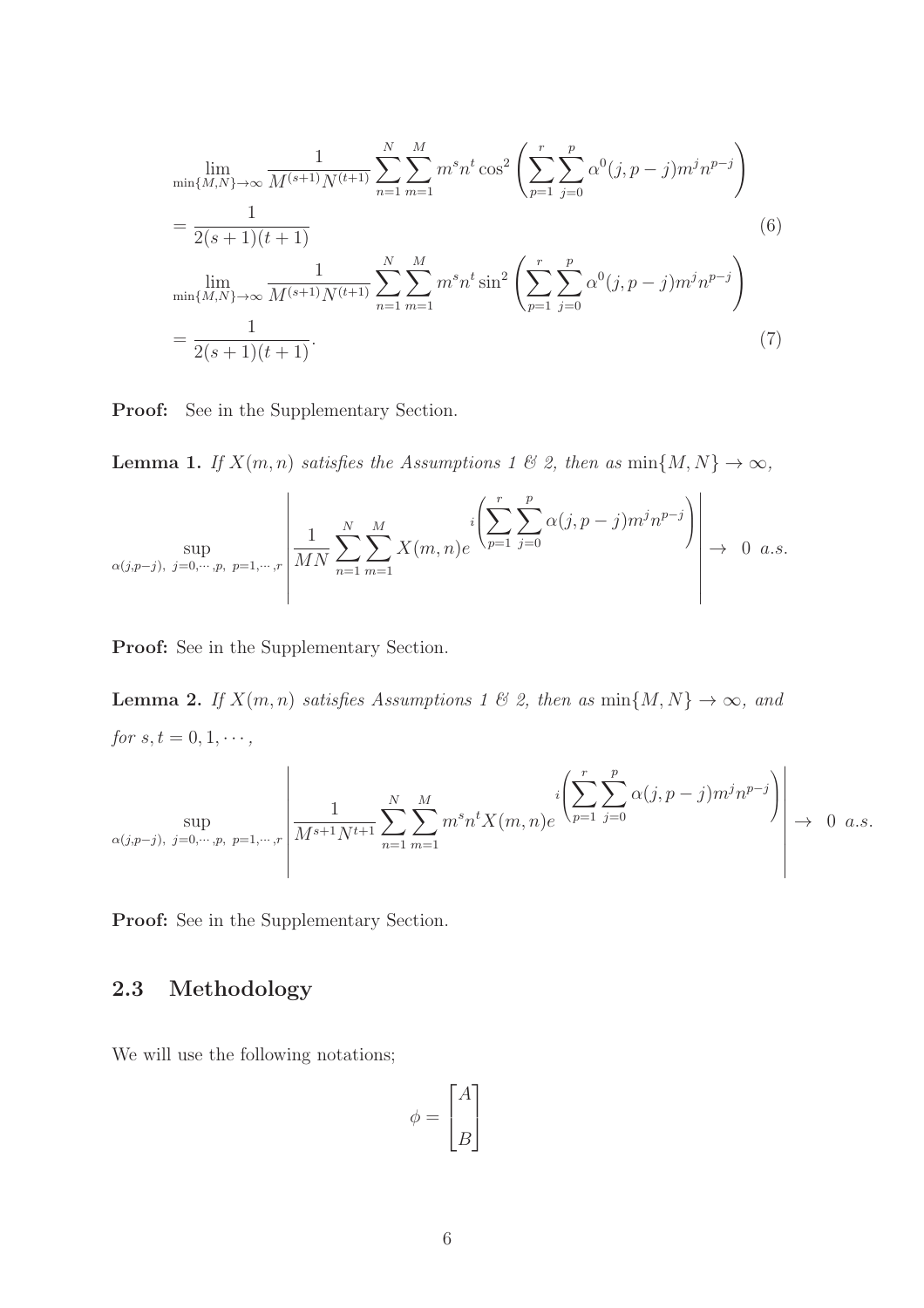$$
\lim_{\min\{M,N\}\to\infty} \frac{1}{M^{(s+1)}N^{(t+1)}} \sum_{n=1}^{N}\sum_{m=1}^{M} m^s n^t \cos^2\left(\sum_{p=1}^{r}\sum_{j=0}^{p} \alpha^0(j,p-j) m^j n^{p-j}\right) = \frac{1}{2(s+1)(t+1)} \tag{6}
$$

$$
\lim_{\min\{M,N\}\to\infty} \frac{1}{M^{(s+1)}N^{(t+1)}} \sum_{n=1}^{N}\sum_{m=1}^{M} m^s n^t \sin^2\left(\sum_{p=1}^{r}\sum_{j=0}^{p} \alpha^0(j,p-j) m^j n^{p-j}\right) = \frac{1}{2(s+1)(t+1)}. \tag{7}
$$

**Proof:** See in the Supplementary Section.

**Lemma 1.** *If $X(m,n)$ satisfies the Assumptions 1 & 2, then as $\min\{M,N\}\to\infty$,*

$$
\sup_{\alpha(j,p-j),\ j=0,\cdots,p,\ p=1,\cdots,r} \left| \frac{1}{MN} \sum_{n=1}^{N}\sum_{m=1}^{M} X(m,n) e^{i\left(\sum_{p=1}^{r}\sum_{j=0}^{p} \alpha(j,p-j) m^j n^{p-j}\right)} \right| \to 0 \ a.s.
$$

**Proof:** See in the Supplementary Section.

**Lemma 2.** *If $X(m,n)$ satisfies Assumptions 1 & 2, then as $\min\{M,N\}\to\infty$, and for $s,t=0,1,\cdots$,*

$$
\sup_{\alpha(j,p-j),\ j=0,\cdots,p,\ p=1,\cdots,r} \left| \frac{1}{M^{s+1}N^{t+1}} \sum_{n=1}^{N}\sum_{m=1}^{M} m^s n^t X(m,n) e^{i\left(\sum_{p=1}^{r}\sum_{j=0}^{p} \alpha(j,p-j) m^j n^{p-j}\right)} \right| \to 0 \ a.s.
$$

**Proof:** See in the Supplementary Section.

## 2.3 Methodology

We will use the following notations;

$$
\phi = \begin{bmatrix} A \\ B \end{bmatrix}
$$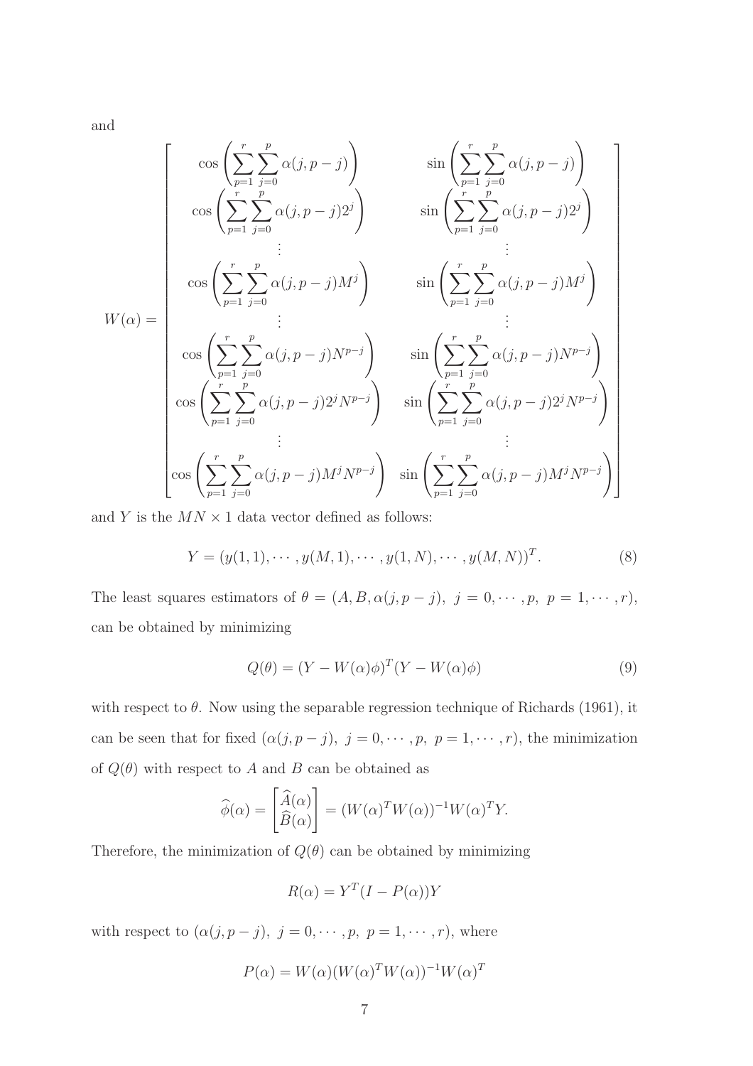and

$$
W(\alpha) = \begin{bmatrix}
\cos\left(\sum_{p=1}^{r}\sum_{j=0}^{p}\alpha(j,p-j)\right) & \sin\left(\sum_{p=1}^{r}\sum_{j=0}^{p}\alpha(j,p-j)\right) \\
\cos\left(\sum_{p=1}^{r}\sum_{j=0}^{p}\alpha(j,p-j)2^j\right) & \sin\left(\sum_{p=1}^{r}\sum_{j=0}^{p}\alpha(j,p-j)2^j\right) \\
\vdots & \vdots \\
\cos\left(\sum_{p=1}^{r}\sum_{j=0}^{p}\alpha(j,p-j)M^j\right) & \sin\left(\sum_{p=1}^{r}\sum_{j=0}^{p}\alpha(j,p-j)M^j\right) \\
\vdots & \vdots \\
\cos\left(\sum_{p=1}^{r}\sum_{j=0}^{p}\alpha(j,p-j)N^{p-j}\right) & \sin\left(\sum_{p=1}^{r}\sum_{j=0}^{p}\alpha(j,p-j)N^{p-j}\right) \\
\cos\left(\sum_{p=1}^{r}\sum_{j=0}^{p}\alpha(j,p-j)2^jN^{p-j}\right) & \sin\left(\sum_{p=1}^{r}\sum_{j=0}^{p}\alpha(j,p-j)2^jN^{p-j}\right) \\
\vdots & \vdots \\
\cos\left(\sum_{p=1}^{r}\sum_{j=0}^{p}\alpha(j,p-j)M^jN^{p-j}\right) & \sin\left(\sum_{p=1}^{r}\sum_{j=0}^{p}\alpha(j,p-j)M^jN^{p-j}\right)
\end{bmatrix}
$$

and $Y$ is the $MN \times 1$ data vector defined as follows:

$$
Y = (y(1,1), \cdots, y(M,1), \cdots, y(1,N), \cdots, y(M,N))^T. \tag{8}
$$

The least squares estimators of $\theta = (A, B, \alpha(j, p-j),\ j = 0, \cdots, p,\ p = 1, \cdots, r)$, can be obtained by minimizing

$$
Q(\theta) = (Y - W(\alpha)\phi)^T(Y - W(\alpha)\phi) \tag{9}
$$

with respect to $\theta$. Now using the separable regression technique of Richards (1961), it can be seen that for fixed $(\alpha(j, p-j),\ j = 0, \cdots, p,\ p = 1, \cdots, r)$, the minimization of $Q(\theta)$ with respect to $A$ and $B$ can be obtained as

$$
\widehat{\phi}(\alpha) = \begin{bmatrix} \widehat{A}(\alpha) \\ \widehat{B}(\alpha) \end{bmatrix} = (W(\alpha)^T W(\alpha))^{-1} W(\alpha)^T Y.
$$

Therefore, the minimization of $Q(\theta)$ can be obtained by minimizing

$$
R(\alpha) = Y^T(I - P(\alpha))Y
$$

with respect to $(\alpha(j, p-j),\ j = 0, \cdots, p,\ p = 1, \cdots, r)$, where

$$
P(\alpha) = W(\alpha)(W(\alpha)^T W(\alpha))^{-1} W(\alpha)^T
$$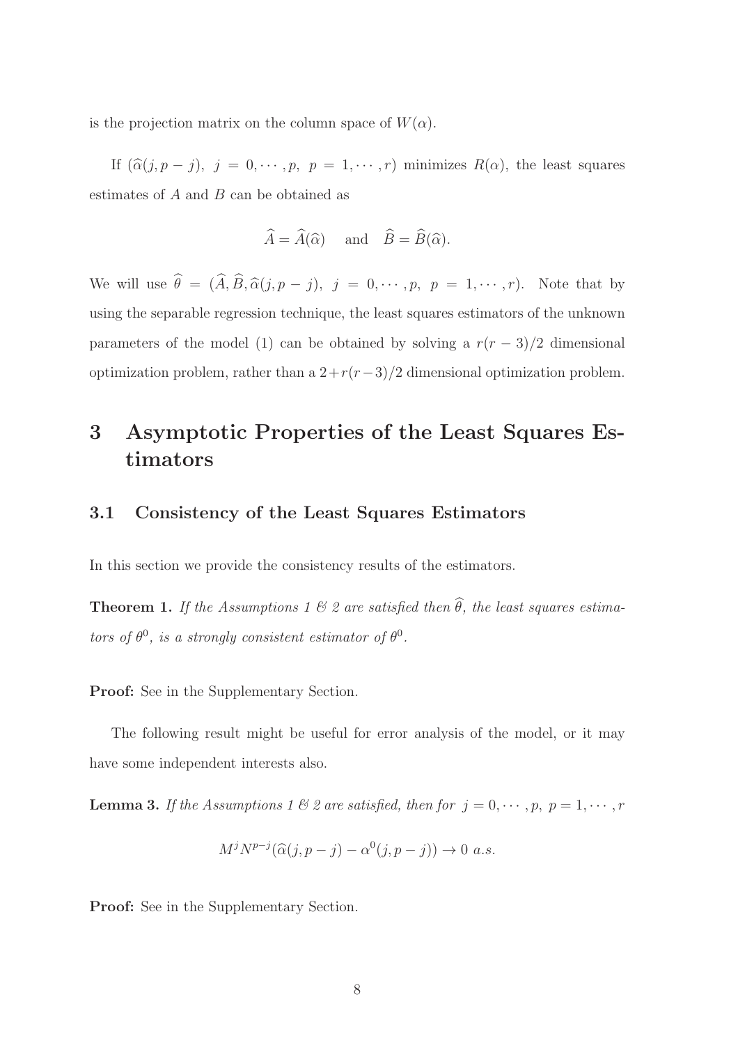is the projection matrix on the column space of $W(\alpha)$.

If $(\widehat{\alpha}(j, p-j),\ j = 0, \cdots, p,\ p = 1, \cdots, r)$ minimizes $R(\alpha)$, the least squares estimates of $A$ and $B$ can be obtained as

$$\widehat{A} = \widehat{A}(\widehat{\alpha}) \quad \text{and} \quad \widehat{B} = \widehat{B}(\widehat{\alpha}).$$

We will use $\widehat{\theta} = (\widehat{A}, \widehat{B}, \widehat{\alpha}(j, p-j),\ j = 0, \cdots, p,\ p = 1, \cdots, r)$. Note that by using the separable regression technique, the least squares estimators of the unknown parameters of the model (1) can be obtained by solving a $r(r-3)/2$ dimensional optimization problem, rather than a $2 + r(r-3)/2$ dimensional optimization problem.

# 3 Asymptotic Properties of the Least Squares Estimators

## 3.1 Consistency of the Least Squares Estimators

In this section we provide the consistency results of the estimators.

**Theorem 1.** *If the Assumptions 1 & 2 are satisfied then $\widehat{\theta}$, the least squares estimators of $\theta^0$, is a strongly consistent estimator of $\theta^0$.*

**Proof:** See in the Supplementary Section.

The following result might be useful for error analysis of the model, or it may have some independent interests also.

**Lemma 3.** *If the Assumptions 1 & 2 are satisfied, then for $j = 0, \cdots, p,\ p = 1, \cdots, r$*

$$M^j N^{p-j}(\widehat{\alpha}(j, p-j) - \alpha^0(j, p-j)) \to 0 \ a.s.$$

**Proof:** See in the Supplementary Section.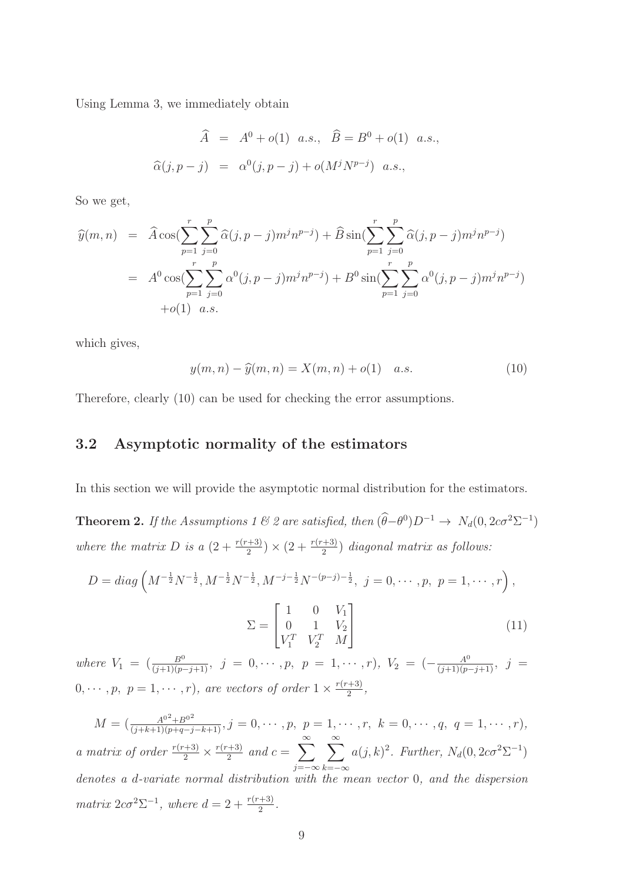Using Lemma 3, we immediately obtain

$$\widehat{A} = A^0 + o(1) \;\; a.s., \;\; \widehat{B} = B^0 + o(1) \;\; a.s.,$$
$$\widehat{\alpha}(j, p-j) = \alpha^0(j, p-j) + o(M^j N^{p-j}) \;\; a.s.,$$

So we get,

$$\begin{aligned}
\widehat{y}(m,n) &= \widehat{A}\cos(\sum_{p=1}^{r}\sum_{j=0}^{p}\widehat{\alpha}(j,p-j)m^j n^{p-j}) + \widehat{B}\sin(\sum_{p=1}^{r}\sum_{j=0}^{p}\widehat{\alpha}(j,p-j)m^j n^{p-j}) \\
&= A^0\cos(\sum_{p=1}^{r}\sum_{j=0}^{p}\alpha^0(j,p-j)m^j n^{p-j}) + B^0\sin(\sum_{p=1}^{r}\sum_{j=0}^{p}\alpha^0(j,p-j)m^j n^{p-j}) \\
&\quad + o(1) \;\; a.s.
\end{aligned}$$

which gives,

$$y(m,n) - \widehat{y}(m,n) = X(m,n) + o(1) \quad a.s. \tag{10}$$

Therefore, clearly (10) can be used for checking the error assumptions.

## 3.2 Asymptotic normality of the estimators

In this section we will provide the asymptotic normal distribution for the estimators.

**Theorem 2.** *If the Assumptions 1 & 2 are satisfied, then* $(\widehat{\theta}-\theta^0)D^{-1} \rightarrow N_d(0, 2c\sigma^2\Sigma^{-1})$ *where the matrix* $D$ *is a* $(2+\frac{r(r+3)}{2}) \times (2+\frac{r(r+3)}{2})$ *diagonal matrix as follows:*

$$D = diag\left(M^{-\frac{1}{2}}N^{-\frac{1}{2}}, M^{-\frac{1}{2}}N^{-\frac{1}{2}}, M^{-j-\frac{1}{2}}N^{-(p-j)-\frac{1}{2}}, \; j = 0,\cdots,p, \; p = 1,\cdots,r\right),$$

$$\Sigma = \begin{bmatrix} 1 & 0 & V_1 \\ 0 & 1 & V_2 \\ V_1^T & V_2^T & M \end{bmatrix} \tag{11}$$

*where* $V_1 = (\frac{B^0}{(j+1)(p-j+1)}, \; j = 0,\cdots,p, \; p = 1,\cdots,r)$, $V_2 = (-\frac{A^0}{(j+1)(p-j+1)}, \; j = 0,\cdots,p, \; p = 1,\cdots,r)$, *are vectors of order* $1 \times \frac{r(r+3)}{2}$,

$M = (\frac{{A^0}^2+{B^0}^2}{(j+k+1)(p+q-j-k+1)}, j = 0,\cdots,p, \; p = 1,\cdots,r, \; k = 0,\cdots,q, \; q = 1,\cdots,r)$, *a matrix of order* $\frac{r(r+3)}{2} \times \frac{r(r+3)}{2}$ *and* $c = \sum_{j=-\infty}^{\infty}\sum_{k=-\infty}^{\infty} a(j,k)^2$. *Further,* $N_d(0, 2c\sigma^2\Sigma^{-1})$ *denotes a d-variate normal distribution with the mean vector* $0$, *and the dispersion matrix* $2c\sigma^2\Sigma^{-1}$, *where* $d = 2 + \frac{r(r+3)}{2}$.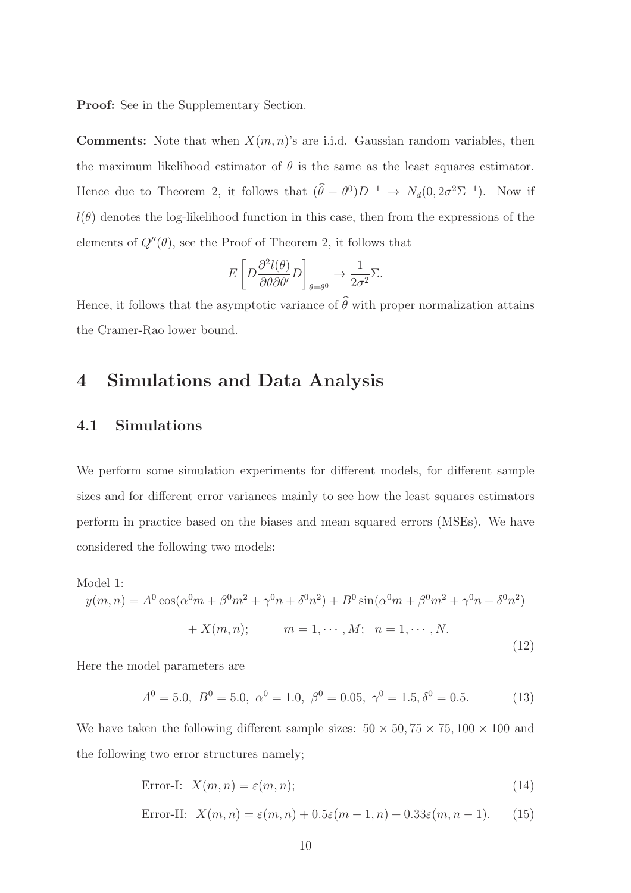**Proof:** See in the Supplementary Section.

**Comments:** Note that when $X(m,n)$'s are i.i.d. Gaussian random variables, then the maximum likelihood estimator of $\theta$ is the same as the least squares estimator. Hence due to Theorem 2, it follows that $(\widehat{\theta} - \theta^0)D^{-1} \rightarrow N_d(0, 2\sigma^2\Sigma^{-1})$. Now if $l(\theta)$ denotes the log-likelihood function in this case, then from the expressions of the elements of $Q''(\theta)$, see the Proof of Theorem 2, it follows that

$$E\left[D\frac{\partial^2 l(\theta)}{\partial\theta\partial\theta'}D\right]_{\theta=\theta^0} \rightarrow \frac{1}{2\sigma^2}\Sigma.$$

Hence, it follows that the asymptotic variance of $\widehat{\theta}$ with proper normalization attains the Cramer-Rao lower bound.

# 4 Simulations and Data Analysis

## 4.1 Simulations

We perform some simulation experiments for different models, for different sample sizes and for different error variances mainly to see how the least squares estimators perform in practice based on the biases and mean squared errors (MSEs). We have considered the following two models:

Model 1:

$$y(m,n) = A^0\cos(\alpha^0 m + \beta^0 m^2 + \gamma^0 n + \delta^0 n^2) + B^0\sin(\alpha^0 m + \beta^0 m^2 + \gamma^0 n + \delta^0 n^2) + X(m,n); \qquad m = 1, \cdots, M; \quad n = 1, \cdots, N. \tag{12}$$

Here the model parameters are

$$A^0 = 5.0,\ B^0 = 5.0,\ \alpha^0 = 1.0,\ \beta^0 = 0.05,\ \gamma^0 = 1.5, \delta^0 = 0.5. \tag{13}$$

We have taken the following different sample sizes: $50 \times 50, 75 \times 75, 100 \times 100$ and the following two error structures namely;

$$\text{Error-I:}\ \ X(m,n) = \varepsilon(m,n); \tag{14}$$

$$\text{Error-II:}\ \ X(m,n) = \varepsilon(m,n) + 0.5\varepsilon(m-1,n) + 0.33\varepsilon(m,n-1). \tag{15}$$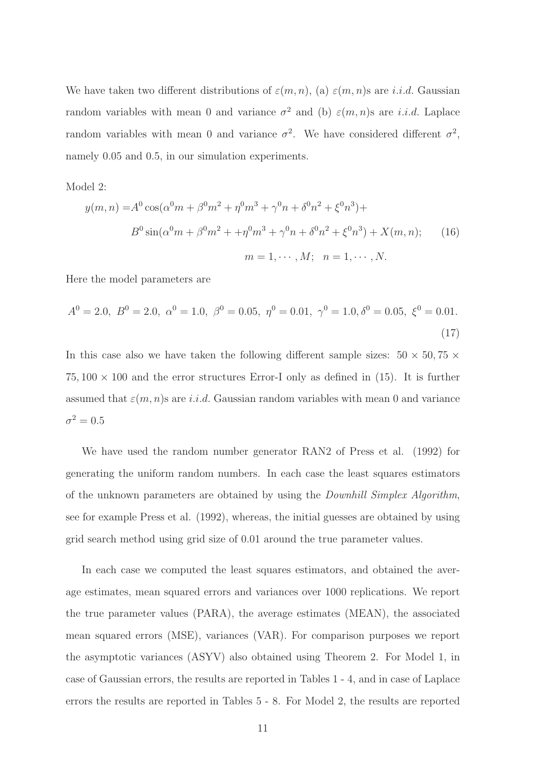We have taken two different distributions of $\varepsilon(m,n)$, (a) $\varepsilon(m,n)$s are *i.i.d.* Gaussian random variables with mean 0 and variance $\sigma^2$ and (b) $\varepsilon(m,n)$s are *i.i.d.* Laplace random variables with mean 0 and variance $\sigma^2$. We have considered different $\sigma^2$, namely 0.05 and 0.5, in our simulation experiments.

Model 2:

$$
\begin{aligned}
y(m,n) =& A^0 \cos(\alpha^0 m + \beta^0 m^2 + \eta^0 m^3 + \gamma^0 n + \delta^0 n^2 + \xi^0 n^3) + \\
& B^0 \sin(\alpha^0 m + \beta^0 m^2 + +\eta^0 m^3 + \gamma^0 n + \delta^0 n^2 + \xi^0 n^3) + X(m,n); \qquad (16) \\
& m = 1, \cdots, M; \quad n = 1, \cdots, N.
\end{aligned}
$$

Here the model parameters are

$$
A^0 = 2.0,\ B^0 = 2.0,\ \alpha^0 = 1.0,\ \beta^0 = 0.05,\ \eta^0 = 0.01,\ \gamma^0 = 1.0, \delta^0 = 0.05,\ \xi^0 = 0.01. \qquad (17)
$$

In this case also we have taken the following different sample sizes: $50 \times 50, 75 \times 75, 100 \times 100$ and the error structures Error-I only as defined in (15). It is further assumed that $\varepsilon(m,n)$s are *i.i.d.* Gaussian random variables with mean 0 and variance $\sigma^2 = 0.5$

We have used the random number generator RAN2 of Press et al. (1992) for generating the uniform random numbers. In each case the least squares estimators of the unknown parameters are obtained by using the *Downhill Simplex Algorithm*, see for example Press et al. (1992), whereas, the initial guesses are obtained by using grid search method using grid size of 0.01 around the true parameter values.

In each case we computed the least squares estimators, and obtained the average estimates, mean squared errors and variances over 1000 replications. We report the true parameter values (PARA), the average estimates (MEAN), the associated mean squared errors (MSE), variances (VAR). For comparison purposes we report the asymptotic variances (ASYV) also obtained using Theorem 2. For Model 1, in case of Gaussian errors, the results are reported in Tables 1 - 4, and in case of Laplace errors the results are reported in Tables 5 - 8. For Model 2, the results are reported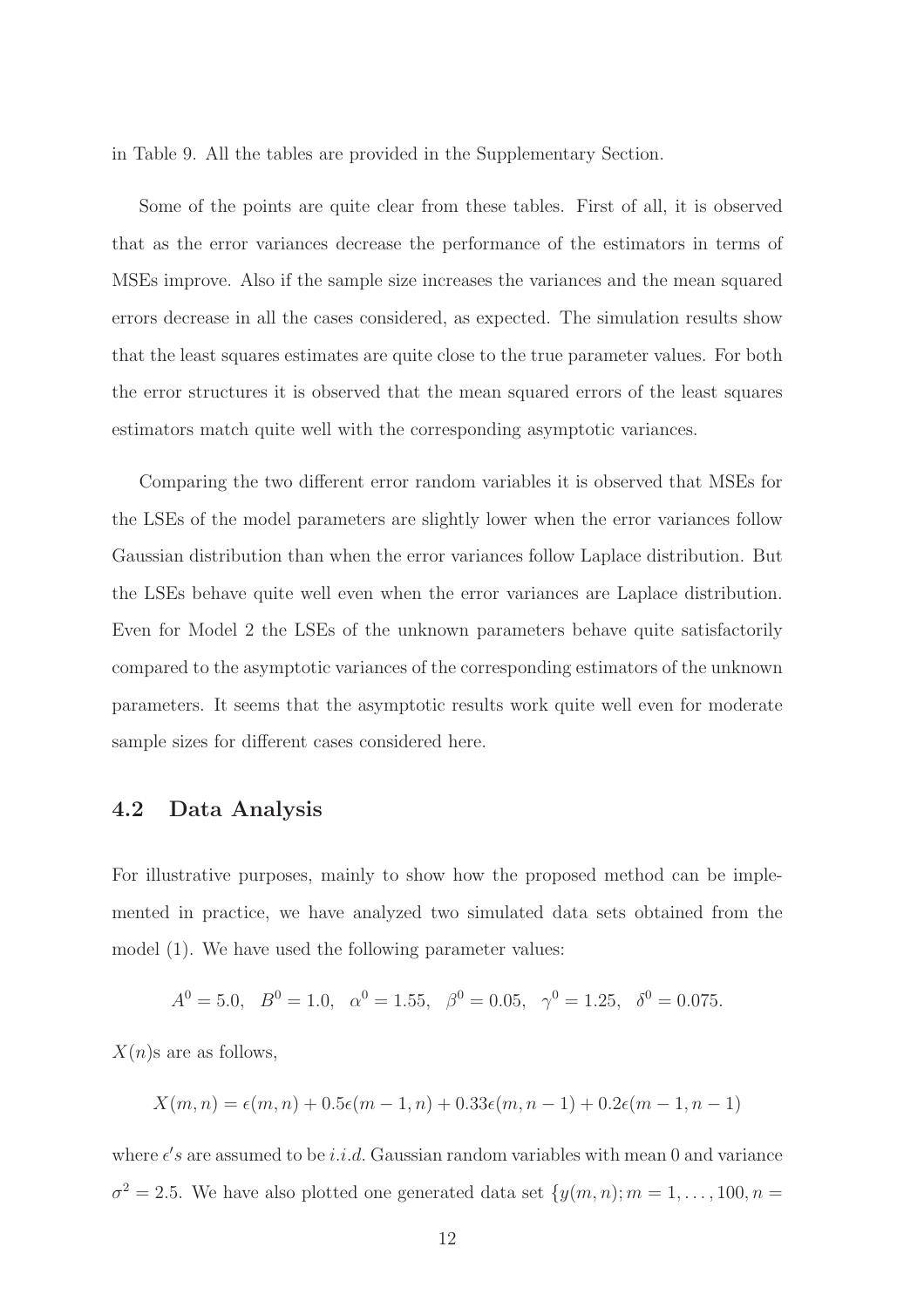in Table 9. All the tables are provided in the Supplementary Section.

Some of the points are quite clear from these tables. First of all, it is observed that as the error variances decrease the performance of the estimators in terms of MSEs improve. Also if the sample size increases the variances and the mean squared errors decrease in all the cases considered, as expected. The simulation results show that the least squares estimates are quite close to the true parameter values. For both the error structures it is observed that the mean squared errors of the least squares estimators match quite well with the corresponding asymptotic variances.

Comparing the two different error random variables it is observed that MSEs for the LSEs of the model parameters are slightly lower when the error variances follow Gaussian distribution than when the error variances follow Laplace distribution. But the LSEs behave quite well even when the error variances are Laplace distribution. Even for Model 2 the LSEs of the unknown parameters behave quite satisfactorily compared to the asymptotic variances of the corresponding estimators of the unknown parameters. It seems that the asymptotic results work quite well even for moderate sample sizes for different cases considered here.

## 4.2 Data Analysis

For illustrative purposes, mainly to show how the proposed method can be implemented in practice, we have analyzed two simulated data sets obtained from the model (1). We have used the following parameter values:

$$A^0 = 5.0, \quad B^0 = 1.0, \quad \alpha^0 = 1.55, \quad \beta^0 = 0.05, \quad \gamma^0 = 1.25, \quad \delta^0 = 0.075.$$

$X(n)$s are as follows,

$$X(m,n) = \epsilon(m,n) + 0.5\epsilon(m-1,n) + 0.33\epsilon(m,n-1) + 0.2\epsilon(m-1,n-1)$$

where $\epsilon's$ are assumed to be *i.i.d.* Gaussian random variables with mean 0 and variance $\sigma^2 = 2.5$. We have also plotted one generated data set $\{y(m,n); m = 1,\ldots,100, n =$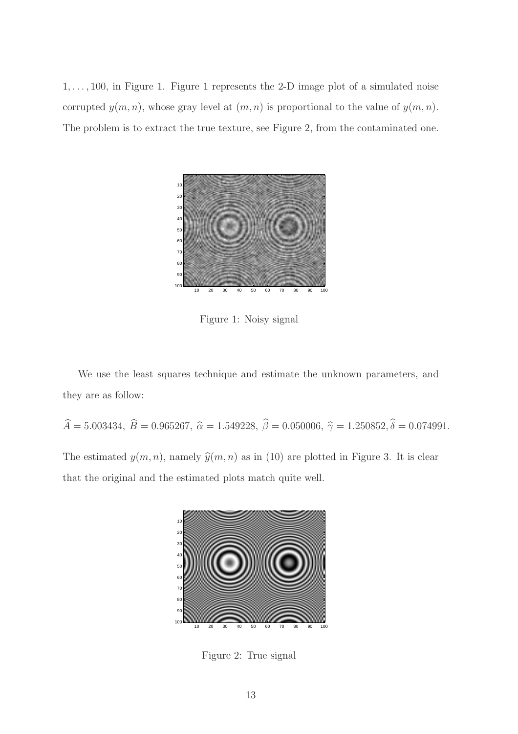$1, \ldots, 100$, in Figure 1. Figure 1 represents the 2-D image plot of a simulated noise corrupted $y(m,n)$, whose gray level at $(m,n)$ is proportional to the value of $y(m,n)$. The problem is to extract the true texture, see Figure 2, from the contaminated one.

Figure 1: Noisy signal

We use the least squares technique and estimate the unknown parameters, and they are as follow:

$\widehat{A} = 5.003434$, $\widehat{B} = 0.965267$, $\widehat{\alpha} = 1.549228$, $\widehat{\beta} = 0.050006$, $\widehat{\gamma} = 1.250852, \widehat{\delta} = 0.074991$.

The estimated $y(m,n)$, namely $\widehat{y}(m,n)$ as in (10) are plotted in Figure 3. It is clear that the original and the estimated plots match quite well.

Figure 2: True signal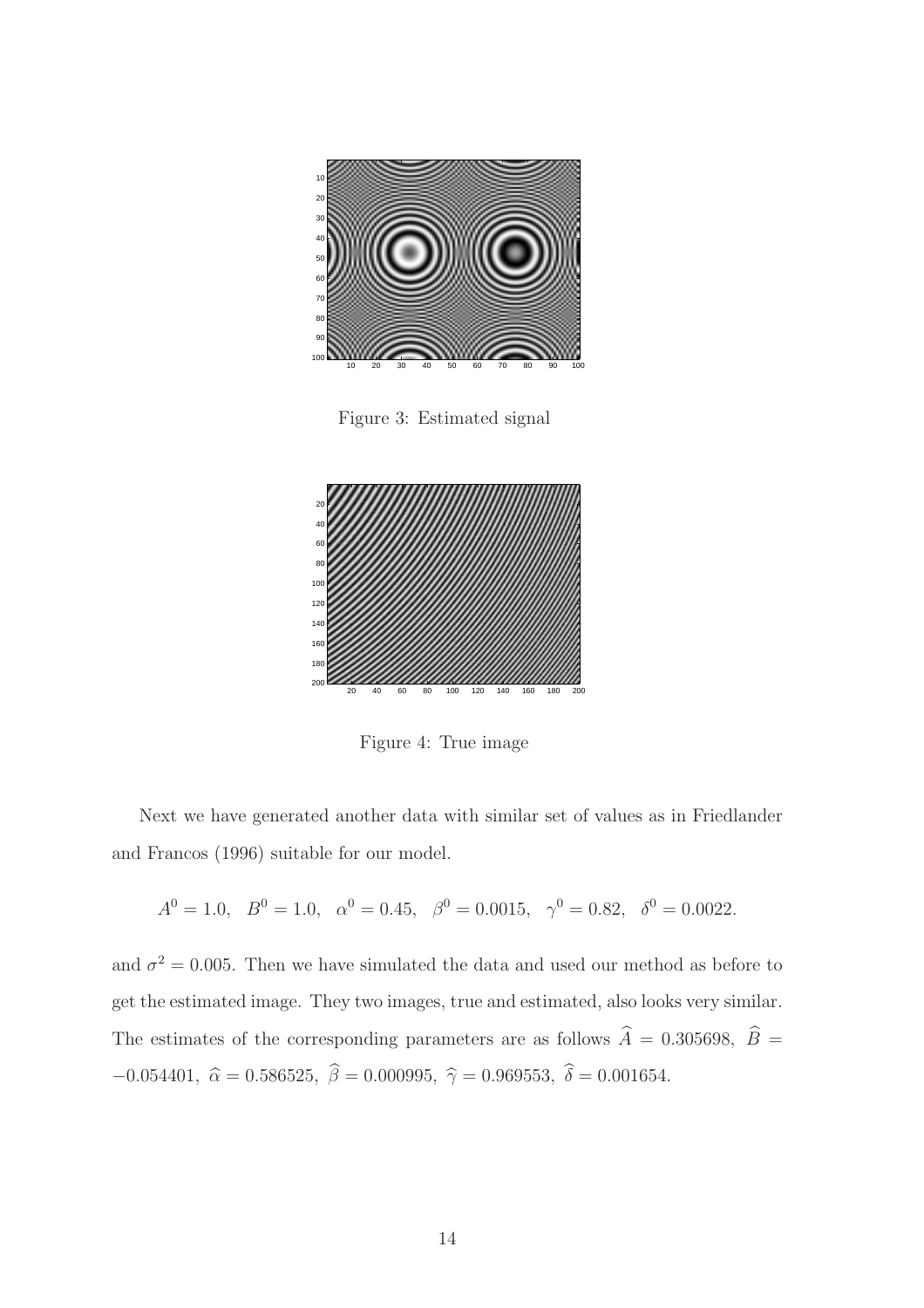Figure 3: Estimated signal

Figure 4: True image

Next we have generated another data with similar set of values as in Friedlander and Francos (1996) suitable for our model.

$$A^0 = 1.0, \quad B^0 = 1.0, \quad \alpha^0 = 0.45, \quad \beta^0 = 0.0015, \quad \gamma^0 = 0.82, \quad \delta^0 = 0.0022.$$

and $\sigma^2 = 0.005$. Then we have simulated the data and used our method as before to get the estimated image. They two images, true and estimated, also looks very similar. The estimates of the corresponding parameters are as follows $\widehat{A} = 0.305698$, $\widehat{B} = -0.054401$, $\widehat{\alpha} = 0.586525$, $\widehat{\beta} = 0.000995$, $\widehat{\gamma} = 0.969553$, $\widehat{\delta} = 0.001654$.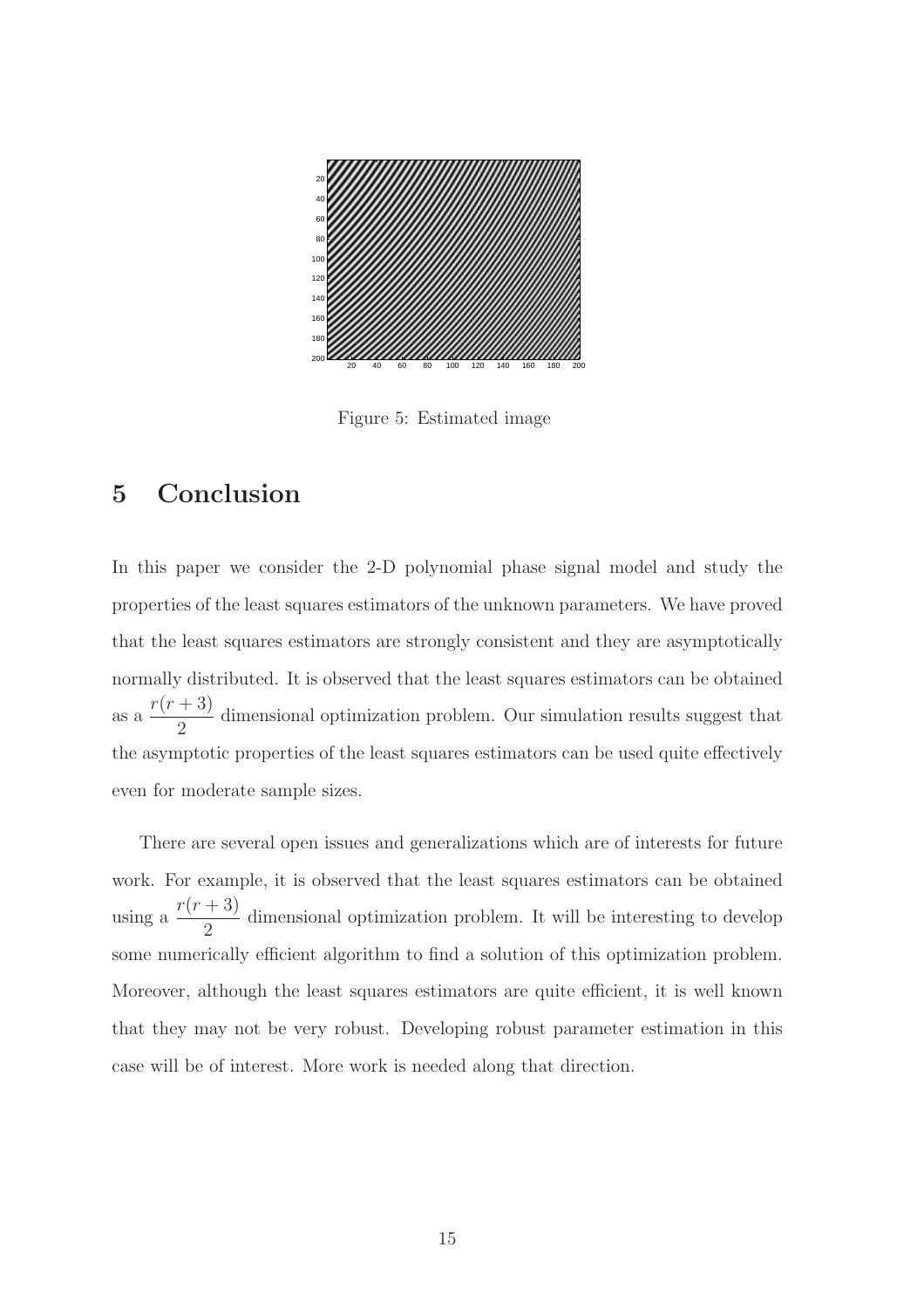Figure 5: Estimated image

## 5 Conclusion

In this paper we consider the 2-D polynomial phase signal model and study the properties of the least squares estimators of the unknown parameters. We have proved that the least squares estimators are strongly consistent and they are asymptotically normally distributed. It is observed that the least squares estimators can be obtained as a $\dfrac{r(r+3)}{2}$ dimensional optimization problem. Our simulation results suggest that the asymptotic properties of the least squares estimators can be used quite effectively even for moderate sample sizes.

There are several open issues and generalizations which are of interests for future work. For example, it is observed that the least squares estimators can be obtained using a $\dfrac{r(r+3)}{2}$ dimensional optimization problem. It will be interesting to develop some numerically efficient algorithm to find a solution of this optimization problem. Moreover, although the least squares estimators are quite efficient, it is well known that they may not be very robust. Developing robust parameter estimation in this case will be of interest. More work is needed along that direction.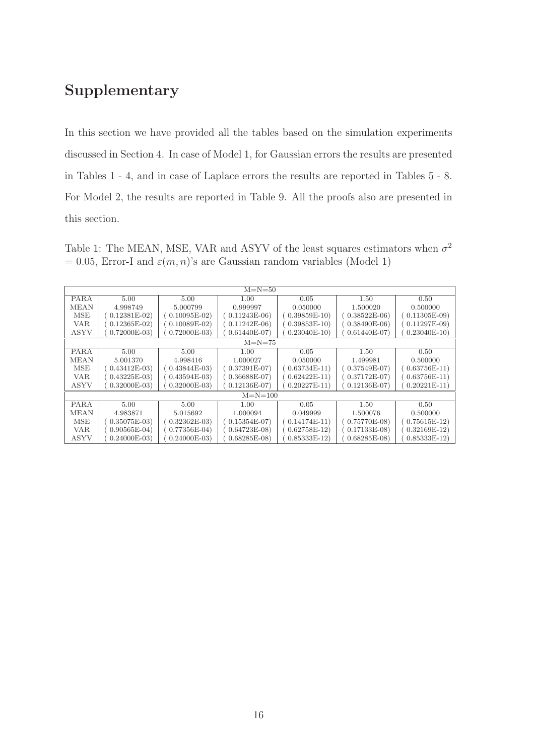## Supplementary

In this section we have provided all the tables based on the simulation experiments discussed in Section 4. In case of Model 1, for Gaussian errors the results are presented in Tables 1 - 4, and in case of Laplace errors the results are reported in Tables 5 - 8. For Model 2, the results are reported in Table 9. All the proofs also are presented in this section.

Table 1: The MEAN, MSE, VAR and ASYV of the least squares estimators when $\sigma^2 = 0.05$, Error-I and $\varepsilon(m, n)$'s are Gaussian random variables (Model 1)

| M=N=50 | | | | | | |
|---|---|---|---|---|---|---|
| PARA | 5.00 | 5.00 | 1.00 | 0.05 | 1.50 | 0.50 |
| MEAN | 4.998749 | 5.000799 | 0.999997 | 0.050000 | 1.500020 | 0.500000 |
| MSE | ( 0.12381E-02) | ( 0.10095E-02) | ( 0.11243E-06) | ( 0.39859E-10) | ( 0.38522E-06) | ( 0.11305E-09) |
| VAR | ( 0.12365E-02) | ( 0.10089E-02) | ( 0.11242E-06) | ( 0.39853E-10) | ( 0.38490E-06) | ( 0.11297E-09) |
| ASYV | ( 0.72000E-03) | ( 0.72000E-03) | ( 0.61440E-07) | ( 0.23040E-10) | ( 0.61440E-07) | ( 0.23040E-10) |
| M=N=75 | | | | | | |
| PARA | 5.00 | 5.00 | 1.00 | 0.05 | 1.50 | 0.50 |
| MEAN | 5.001370 | 4.998416 | 1.000027 | 0.050000 | 1.499981 | 0.500000 |
| MSE | ( 0.43412E-03) | ( 0.43844E-03) | ( 0.37391E-07) | ( 0.63734E-11) | ( 0.37549E-07) | ( 0.63756E-11) |
| VAR | ( 0.43225E-03) | ( 0.43594E-03) | ( 0.36688E-07) | ( 0.62422E-11) | ( 0.37172E-07) | ( 0.63756E-11) |
| ASYV | ( 0.32000E-03) | ( 0.32000E-03) | ( 0.12136E-07) | ( 0.20227E-11) | ( 0.12136E-07) | ( 0.20221E-11) |
| M=N=100 | | | | | | |
| PARA | 5.00 | 5.00 | 1.00 | 0.05 | 1.50 | 0.50 |
| MEAN | 4.983871 | 5.015692 | 1.000094 | 0.049999 | 1.500076 | 0.500000 |
| MSE | ( 0.35075E-03) | ( 0.32362E-03) | ( 0.15354E-07) | ( 0.14174E-11) | ( 0.75770E-08) | ( 0.75615E-12) |
| VAR | ( 0.90565E-04) | ( 0.77356E-04) | ( 0.64723E-08) | ( 0.62758E-12) | ( 0.17133E-08) | ( 0.32169E-12) |
| ASYV | ( 0.24000E-03) | ( 0.24000E-03) | ( 0.68285E-08) | ( 0.85333E-12) | ( 0.68285E-08) | ( 0.85333E-12) |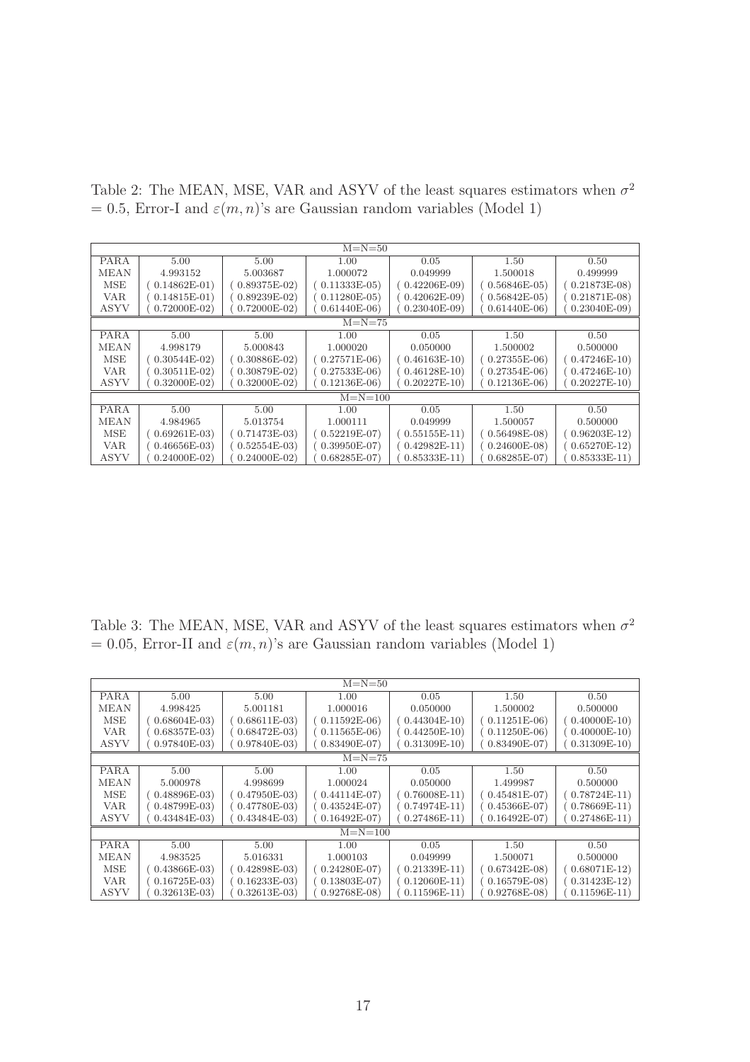Table 2: The MEAN, MSE, VAR and ASYV of the least squares estimators when $\sigma^2 = 0.5$, Error-I and $\varepsilon(m,n)$'s are Gaussian random variables (Model 1)

| M=N=50 | | | | | | |
|---|---|---|---|---|---|---|
| PARA | 5.00 | 5.00 | 1.00 | 0.05 | 1.50 | 0.50 |
| MEAN | 4.993152 | 5.003687 | 1.000072 | 0.049999 | 1.500018 | 0.499999 |
| MSE | ( 0.14862E-01) | ( 0.89375E-02) | ( 0.11333E-05) | ( 0.42206E-09) | ( 0.56846E-05) | ( 0.21873E-08) |
| VAR | ( 0.14815E-01) | ( 0.89239E-02) | ( 0.11280E-05) | ( 0.42062E-09) | ( 0.56842E-05) | ( 0.21871E-08) |
| ASYV | ( 0.72000E-02) | ( 0.72000E-02) | ( 0.61440E-06) | ( 0.23040E-09) | ( 0.61440E-06) | ( 0.23040E-09) |
| M=N=75 | | | | | | |
| PARA | 5.00 | 5.00 | 1.00 | 0.05 | 1.50 | 0.50 |
| MEAN | 4.998179 | 5.000843 | 1.000020 | 0.050000 | 1.500002 | 0.500000 |
| MSE | ( 0.30544E-02) | ( 0.30886E-02) | ( 0.27571E-06) | ( 0.46163E-10) | ( 0.27355E-06) | ( 0.47246E-10) |
| VAR | ( 0.30511E-02) | ( 0.30879E-02) | ( 0.27533E-06) | ( 0.46128E-10) | ( 0.27354E-06) | ( 0.47246E-10) |
| ASYV | ( 0.32000E-02) | ( 0.32000E-02) | ( 0.12136E-06) | ( 0.20227E-10) | ( 0.12136E-06) | ( 0.20227E-10) |
| M=N=100 | | | | | | |
| PARA | 5.00 | 5.00 | 1.00 | 0.05 | 1.50 | 0.50 |
| MEAN | 4.984965 | 5.013754 | 1.000111 | 0.049999 | 1.500057 | 0.500000 |
| MSE | ( 0.69261E-03) | ( 0.71473E-03) | ( 0.52219E-07) | ( 0.55155E-11) | ( 0.56498E-08) | ( 0.96203E-12) |
| VAR | ( 0.46656E-03) | ( 0.52554E-03) | ( 0.39950E-07) | ( 0.42982E-11) | ( 0.24600E-08) | ( 0.65270E-12) |
| ASYV | ( 0.24000E-02) | ( 0.24000E-02) | ( 0.68285E-07) | ( 0.85333E-11) | ( 0.68285E-07) | ( 0.85333E-11) |

Table 3: The MEAN, MSE, VAR and ASYV of the least squares estimators when $\sigma^2 = 0.05$, Error-II and $\varepsilon(m,n)$'s are Gaussian random variables (Model 1)

| M=N=50 | | | | | | |
|---|---|---|---|---|---|---|
| PARA | 5.00 | 5.00 | 1.00 | 0.05 | 1.50 | 0.50 |
| MEAN | 4.998425 | 5.001181 | 1.000016 | 0.050000 | 1.500002 | 0.500000 |
| MSE | ( 0.68604E-03) | ( 0.68611E-03) | ( 0.11592E-06) | ( 0.44304E-10) | ( 0.11251E-06) | ( 0.40000E-10) |
| VAR | ( 0.68357E-03) | ( 0.68472E-03) | ( 0.11565E-06) | ( 0.44250E-10) | ( 0.11250E-06) | ( 0.40000E-10) |
| ASYV | ( 0.97840E-03) | ( 0.97840E-03) | ( 0.83490E-07) | ( 0.31309E-10) | ( 0.83490E-07) | ( 0.31309E-10) |
| M=N=75 | | | | | | |
| PARA | 5.00 | 5.00 | 1.00 | 0.05 | 1.50 | 0.50 |
| MEAN | 5.000978 | 4.998699 | 1.000024 | 0.050000 | 1.499987 | 0.500000 |
| MSE | ( 0.48896E-03) | ( 0.47950E-03) | ( 0.44114E-07) | ( 0.76008E-11) | ( 0.45481E-07) | ( 0.78724E-11) |
| VAR | ( 0.48799E-03) | ( 0.47780E-03) | ( 0.43524E-07) | ( 0.74974E-11) | ( 0.45366E-07) | ( 0.78669E-11) |
| ASYV | ( 0.43484E-03) | ( 0.43484E-03) | ( 0.16492E-07) | ( 0.27486E-11) | ( 0.16492E-07) | ( 0.27486E-11) |
| M=N=100 | | | | | | |
| PARA | 5.00 | 5.00 | 1.00 | 0.05 | 1.50 | 0.50 |
| MEAN | 4.983525 | 5.016331 | 1.000103 | 0.049999 | 1.500071 | 0.500000 |
| MSE | ( 0.43866E-03) | ( 0.42898E-03) | ( 0.24280E-07) | ( 0.21339E-11) | ( 0.67342E-08) | ( 0.68071E-12) |
| VAR | ( 0.16725E-03) | ( 0.16233E-03) | ( 0.13803E-07) | ( 0.12060E-11) | ( 0.16579E-08) | ( 0.31423E-12) |
| ASYV | ( 0.32613E-03) | ( 0.32613E-03) | ( 0.92768E-08) | ( 0.11596E-11) | ( 0.92768E-08) | ( 0.11596E-11) |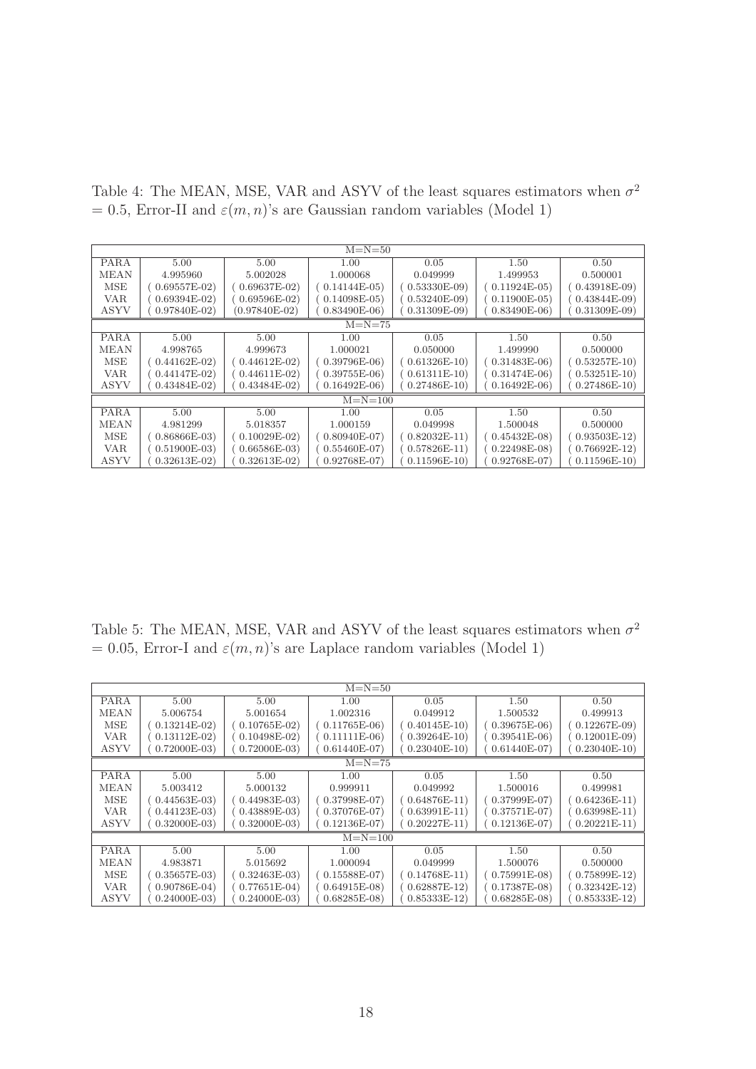Table 4: The MEAN, MSE, VAR and ASYV of the least squares estimators when $\sigma^2$ = 0.5, Error-II and $\varepsilon(m, n)$'s are Gaussian random variables (Model 1)

| M=N=50 | | | | | | |
|---|---|---|---|---|---|---|
| PARA | 5.00 | 5.00 | 1.00 | 0.05 | 1.50 | 0.50 |
| MEAN | 4.995960 | 5.002028 | 1.000068 | 0.049999 | 1.499953 | 0.500001 |
| MSE | ( 0.69557E-02) | ( 0.69637E-02) | ( 0.14144E-05) | ( 0.53330E-09) | ( 0.11924E-05) | ( 0.43918E-09) |
| VAR | ( 0.69394E-02) | ( 0.69596E-02) | ( 0.14098E-05) | ( 0.53240E-09) | ( 0.11900E-05) | ( 0.43844E-09) |
| ASYV | ( 0.97840E-02) | (0.97840E-02) | ( 0.83490E-06) | ( 0.31309E-09) | ( 0.83490E-06) | ( 0.31309E-09) |
| M=N=75 | | | | | | |
| PARA | 5.00 | 5.00 | 1.00 | 0.05 | 1.50 | 0.50 |
| MEAN | 4.998765 | 4.999673 | 1.000021 | 0.050000 | 1.499990 | 0.500000 |
| MSE | ( 0.44162E-02) | ( 0.44612E-02) | ( 0.39796E-06) | ( 0.61326E-10) | ( 0.31483E-06) | ( 0.53257E-10) |
| VAR | ( 0.44147E-02) | ( 0.44611E-02) | ( 0.39755E-06) | ( 0.61311E-10) | ( 0.31474E-06) | ( 0.53251E-10) |
| ASYV | ( 0.43484E-02) | ( 0.43484E-02) | ( 0.16492E-06) | ( 0.27486E-10) | ( 0.16492E-06) | ( 0.27486E-10) |
| M=N=100 | | | | | | |
| PARA | 5.00 | 5.00 | 1.00 | 0.05 | 1.50 | 0.50 |
| MEAN | 4.981299 | 5.018357 | 1.000159 | 0.049998 | 1.500048 | 0.500000 |
| MSE | ( 0.86866E-03) | ( 0.10029E-02) | ( 0.80940E-07) | ( 0.82032E-11) | ( 0.45432E-08) | ( 0.93503E-12) |
| VAR | ( 0.51900E-03) | ( 0.66586E-03) | ( 0.55460E-07) | ( 0.57826E-11) | ( 0.22498E-08) | ( 0.76692E-12) |
| ASYV | ( 0.32613E-02) | ( 0.32613E-02) | ( 0.92768E-07) | ( 0.11596E-10) | ( 0.92768E-07) | ( 0.11596E-10) |

Table 5: The MEAN, MSE, VAR and ASYV of the least squares estimators when $\sigma^2$ = 0.05, Error-I and $\varepsilon(m, n)$'s are Laplace random variables (Model 1)

| M=N=50 | | | | | | |
|---|---|---|---|---|---|---|
| PARA | 5.00 | 5.00 | 1.00 | 0.05 | 1.50 | 0.50 |
| MEAN | 5.006754 | 5.001654 | 1.002316 | 0.049912 | 1.500532 | 0.499913 |
| MSE | ( 0.13214E-02) | ( 0.10765E-02) | ( 0.11765E-06) | ( 0.40145E-10) | ( 0.39675E-06) | ( 0.12267E-09) |
| VAR | ( 0.13112E-02) | ( 0.10498E-02) | ( 0.11111E-06) | ( 0.39264E-10) | ( 0.39541E-06) | ( 0.12001E-09) |
| ASYV | ( 0.72000E-03) | ( 0.72000E-03) | ( 0.61440E-07) | ( 0.23040E-10) | ( 0.61440E-07) | ( 0.23040E-10) |
| M=N=75 | | | | | | |
| PARA | 5.00 | 5.00 | 1.00 | 0.05 | 1.50 | 0.50 |
| MEAN | 5.003412 | 5.000132 | 0.999911 | 0.049992 | 1.500016 | 0.499981 |
| MSE | ( 0.44563E-03) | ( 0.44983E-03) | ( 0.37998E-07) | ( 0.64876E-11) | ( 0.37999E-07) | ( 0.64236E-11) |
| VAR | ( 0.44123E-03) | ( 0.43889E-03) | ( 0.37076E-07) | ( 0.63991E-11) | ( 0.37571E-07) | ( 0.63998E-11) |
| ASYV | ( 0.32000E-03) | ( 0.32000E-03) | ( 0.12136E-07) | ( 0.20227E-11) | ( 0.12136E-07) | ( 0.20221E-11) |
| M=N=100 | | | | | | |
| PARA | 5.00 | 5.00 | 1.00 | 0.05 | 1.50 | 0.50 |
| MEAN | 4.983871 | 5.015692 | 1.000094 | 0.049999 | 1.500076 | 0.500000 |
| MSE | ( 0.35657E-03) | ( 0.32463E-03) | ( 0.15588E-07) | ( 0.14768E-11) | ( 0.75991E-08) | ( 0.75899E-12) |
| VAR | ( 0.90786E-04) | ( 0.77651E-04) | ( 0.64915E-08) | ( 0.62887E-12) | ( 0.17387E-08) | ( 0.32342E-12) |
| ASYV | ( 0.24000E-03) | ( 0.24000E-03) | ( 0.68285E-08) | ( 0.85333E-12) | ( 0.68285E-08) | ( 0.85333E-12) |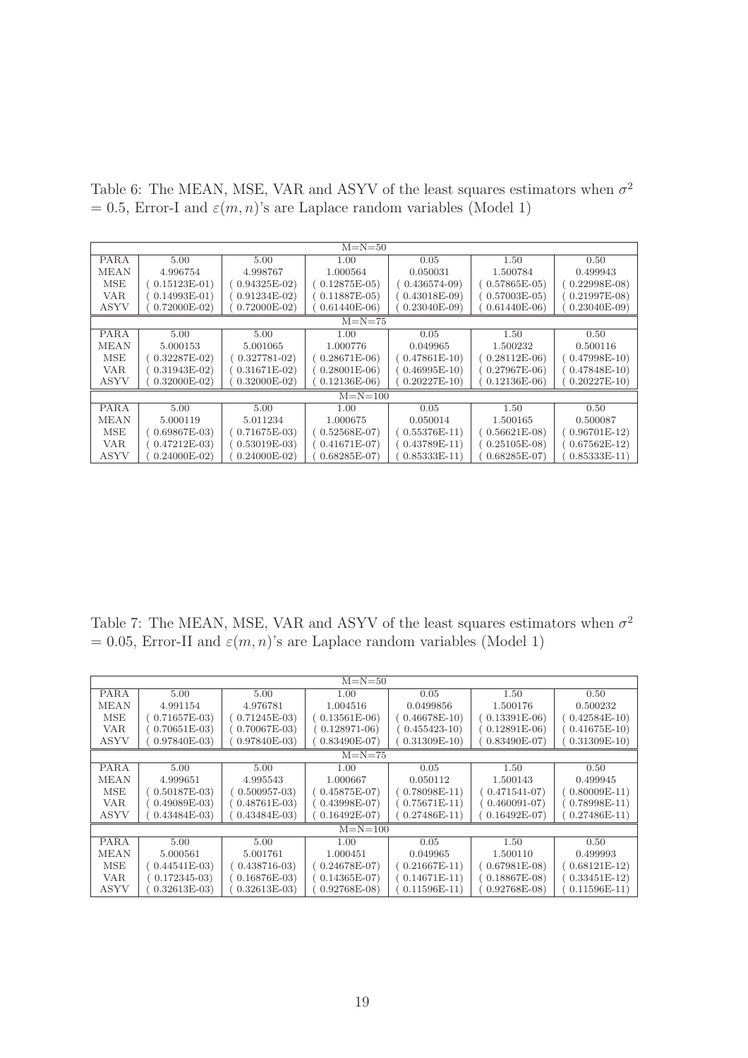Table 6: The MEAN, MSE, VAR and ASYV of the least squares estimators when $\sigma^2 = 0.5$, Error-I and $\varepsilon(m,n)$'s are Laplace random variables (Model 1)

| M=N=50 | | | | | | |
|---|---|---|---|---|---|---|
| PARA | 5.00 | 5.00 | 1.00 | 0.05 | 1.50 | 0.50 |
| MEAN | 4.996754 | 4.998767 | 1.000564 | 0.050031 | 1.500784 | 0.499943 |
| MSE | ( 0.15123E-01) | ( 0.94325E-02) | ( 0.12875E-05) | ( 0.436574-09) | ( 0.57865E-05) | ( 0.22998E-08) |
| VAR | ( 0.14993E-01) | ( 0.91234E-02) | ( 0.11887E-05) | ( 0.43018E-09) | ( 0.57003E-05) | ( 0.21997E-08) |
| ASYV | ( 0.72000E-02) | ( 0.72000E-02) | ( 0.61440E-06) | ( 0.23040E-09) | ( 0.61440E-06) | ( 0.23040E-09) |
| M=N=75 | | | | | | |
| PARA | 5.00 | 5.00 | 1.00 | 0.05 | 1.50 | 0.50 |
| MEAN | 5.000153 | 5.001065 | 1.000776 | 0.049965 | 1.500232 | 0.500116 |
| MSE | ( 0.32287E-02) | ( 0.327781-02) | ( 0.28671E-06) | ( 0.47861E-10) | ( 0.28112E-06) | ( 0.47998E-10) |
| VAR | ( 0.31943E-02) | ( 0.31671E-02) | ( 0.28001E-06) | ( 0.46995E-10) | ( 0.27967E-06) | ( 0.47848E-10) |
| ASYV | ( 0.32000E-02) | ( 0.32000E-02) | ( 0.12136E-06) | ( 0.20227E-10) | ( 0.12136E-06) | ( 0.20227E-10) |
| M=N=100 | | | | | | |
| PARA | 5.00 | 5.00 | 1.00 | 0.05 | 1.50 | 0.50 |
| MEAN | 5.000119 | 5.011234 | 1.000675 | 0.050014 | 1.500165 | 0.500087 |
| MSE | ( 0.69867E-03) | ( 0.71675E-03) | ( 0.52568E-07) | ( 0.55376E-11) | ( 0.56621E-08) | ( 0.96701E-12) |
| VAR | ( 0.47212E-03) | ( 0.53019E-03) | ( 0.41671E-07) | ( 0.43789E-11) | ( 0.25105E-08) | ( 0.67562E-12) |
| ASYV | ( 0.24000E-02) | ( 0.24000E-02) | ( 0.68285E-07) | ( 0.85333E-11) | ( 0.68285E-07) | ( 0.85333E-11) |

Table 7: The MEAN, MSE, VAR and ASYV of the least squares estimators when $\sigma^2 = 0.05$, Error-II and $\varepsilon(m,n)$'s are Laplace random variables (Model 1)

| M=N=50 | | | | | | |
|---|---|---|---|---|---|---|
| PARA | 5.00 | 5.00 | 1.00 | 0.05 | 1.50 | 0.50 |
| MEAN | 4.991154 | 4.976781 | 1.004516 | 0.0499856 | 1.500176 | 0.500232 |
| MSE | ( 0.71657E-03) | ( 0.71245E-03) | ( 0.13561E-06) | ( 0.46678E-10) | ( 0.13391E-06) | ( 0.42584E-10) |
| VAR | ( 0.70651E-03) | ( 0.70067E-03) | ( 0.128971-06) | ( 0.455423-10) | ( 0.12891E-06) | ( 0.41675E-10) |
| ASYV | ( 0.97840E-03) | ( 0.97840E-03) | ( 0.83490E-07) | ( 0.31309E-10) | ( 0.83490E-07) | ( 0.31309E-10) |
| M=N=75 | | | | | | |
| PARA | 5.00 | 5.00 | 1.00 | 0.05 | 1.50 | 0.50 |
| MEAN | 4.999651 | 4.995543 | 1.000667 | 0.050112 | 1.500143 | 0.499945 |
| MSE | ( 0.50187E-03) | ( 0.500957-03) | ( 0.45875E-07) | ( 0.78098E-11) | ( 0.471541-07) | ( 0.80009E-11) |
| VAR | ( 0.49089E-03) | ( 0.48761E-03) | ( 0.43998E-07) | ( 0.75671E-11) | ( 0.460091-07) | ( 0.78998E-11) |
| ASYV | ( 0.43484E-03) | ( 0.43484E-03) | ( 0.16492E-07) | ( 0.27486E-11) | ( 0.16492E-07) | ( 0.27486E-11) |
| M=N=100 | | | | | | |
| PARA | 5.00 | 5.00 | 1.00 | 0.05 | 1.50 | 0.50 |
| MEAN | 5.000561 | 5.001761 | 1.000451 | 0.049965 | 1.500110 | 0.499993 |
| MSE | ( 0.44541E-03) | ( 0.438716-03) | ( 0.24678E-07) | ( 0.21667E-11) | ( 0.67981E-08) | ( 0.68121E-12) |
| VAR | ( 0.172345-03) | ( 0.16876E-03) | ( 0.14365E-07) | ( 0.14671E-11) | ( 0.18867E-08) | ( 0.33451E-12) |
| ASYV | ( 0.32613E-03) | ( 0.32613E-03) | ( 0.92768E-08) | ( 0.11596E-11) | ( 0.92768E-08) | ( 0.11596E-11) |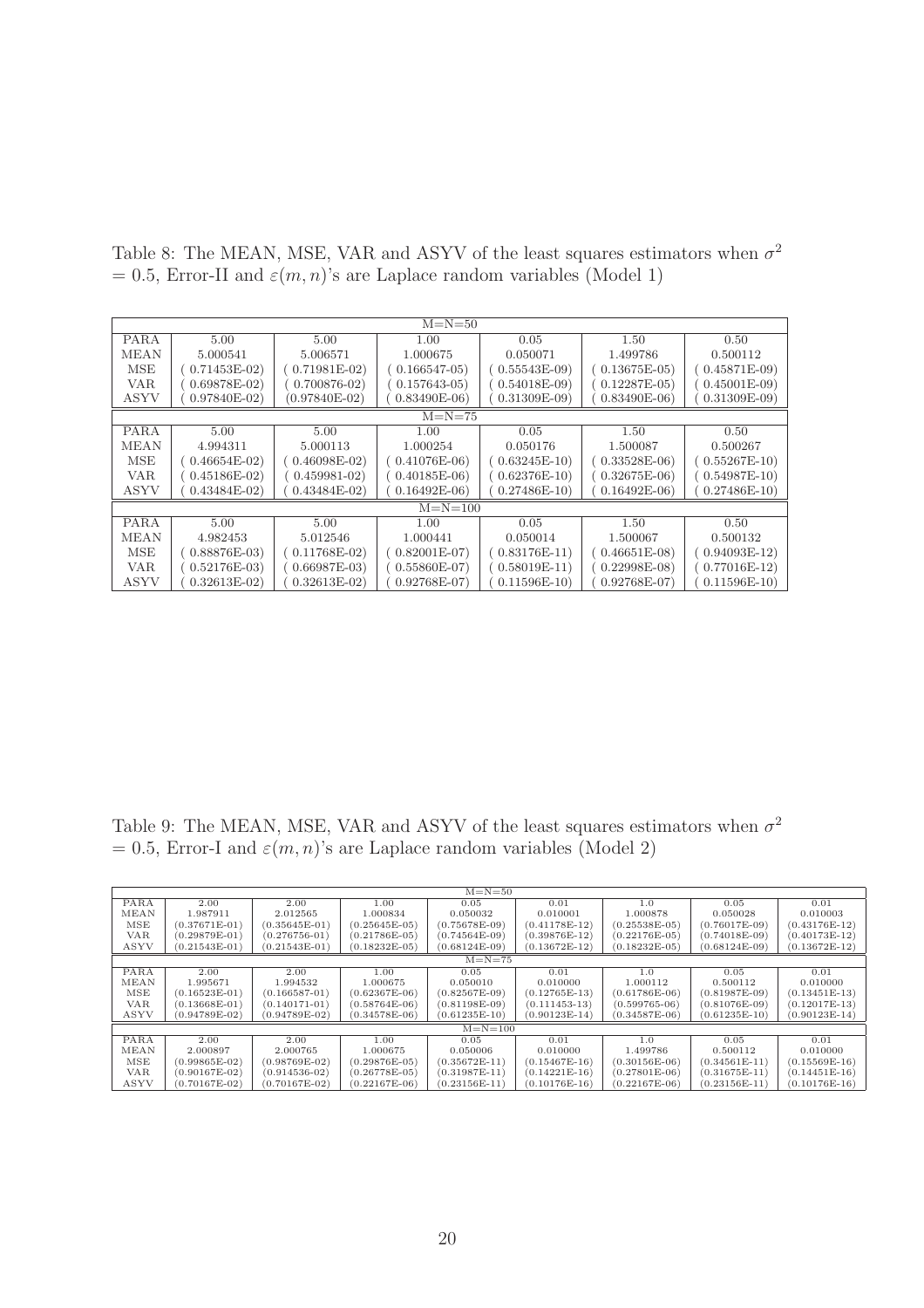Table 8: The MEAN, MSE, VAR and ASYV of the least squares estimators when $\sigma^2 = 0.5$, Error-II and $\varepsilon(m,n)$'s are Laplace random variables (Model 1)

| M=N=50 | | | | | | |
|---|---|---|---|---|---|---|
| PARA | 5.00 | 5.00 | 1.00 | 0.05 | 1.50 | 0.50 |
| MEAN | 5.000541 | 5.006571 | 1.000675 | 0.050071 | 1.499786 | 0.500112 |
| MSE | ( 0.71453E-02) | ( 0.71981E-02) | ( 0.166547-05) | ( 0.55543E-09) | ( 0.13675E-05) | ( 0.45871E-09) |
| VAR | ( 0.69878E-02) | ( 0.700876-02) | ( 0.157643-05) | ( 0.54018E-09) | ( 0.12287E-05) | ( 0.45001E-09) |
| ASYV | ( 0.97840E-02) | (0.97840E-02) | ( 0.83490E-06) | ( 0.31309E-09) | ( 0.83490E-06) | ( 0.31309E-09) |
| M=N=75 | | | | | | |
| PARA | 5.00 | 5.00 | 1.00 | 0.05 | 1.50 | 0.50 |
| MEAN | 4.994311 | 5.000113 | 1.000254 | 0.050176 | 1.500087 | 0.500267 |
| MSE | ( 0.46654E-02) | ( 0.46098E-02) | ( 0.41076E-06) | ( 0.63245E-10) | ( 0.33528E-06) | ( 0.55267E-10) |
| VAR | ( 0.45186E-02) | ( 0.459981-02) | ( 0.40185E-06) | ( 0.62376E-10) | ( 0.32675E-06) | ( 0.54987E-10) |
| ASYV | ( 0.43484E-02) | ( 0.43484E-02) | ( 0.16492E-06) | ( 0.27486E-10) | ( 0.16492E-06) | ( 0.27486E-10) |
| M=N=100 | | | | | | |
| PARA | 5.00 | 5.00 | 1.00 | 0.05 | 1.50 | 0.50 |
| MEAN | 4.982453 | 5.012546 | 1.000441 | 0.050014 | 1.500067 | 0.500132 |
| MSE | ( 0.88876E-03) | ( 0.11768E-02) | ( 0.82001E-07) | ( 0.83176E-11) | ( 0.46651E-08) | ( 0.94093E-12) |
| VAR | ( 0.52176E-03) | ( 0.66987E-03) | ( 0.55860E-07) | ( 0.58019E-11) | ( 0.22998E-08) | ( 0.77016E-12) |
| ASYV | ( 0.32613E-02) | ( 0.32613E-02) | ( 0.92768E-07) | ( 0.11596E-10) | ( 0.92768E-07) | ( 0.11596E-10) |

Table 9: The MEAN, MSE, VAR and ASYV of the least squares estimators when $\sigma^2 = 0.5$, Error-I and $\varepsilon(m,n)$'s are Laplace random variables (Model 2)

| M=N=50 | | | | | | | | |
|---|---|---|---|---|---|---|---|---|
| PARA | 2.00 | 2.00 | 1.00 | 0.05 | 0.01 | 1.0 | 0.05 | 0.01 |
| MEAN | 1.987911 | 2.012565 | 1.000834 | 0.050032 | 0.010001 | 1.000878 | 0.050028 | 0.010003 |
| MSE | (0.37671E-01) | (0.35645E-01) | (0.25645E-05) | (0.75678E-09) | (0.41178E-12) | (0.25538E-05) | (0.76017E-09) | (0.43176E-12) |
| VAR | (0.29879E-01) | (0.276756-01) | (0.21786E-05) | (0.74564E-09) | (0.39876E-12) | (0.22176E-05) | (0.74018E-09) | (0.40173E-12) |
| ASYV | (0.21543E-01) | (0.21543E-01) | (0.18232E-05) | (0.68124E-09) | (0.13672E-12) | (0.18232E-05) | (0.68124E-09) | (0.13672E-12) |
| M=N=75 | | | | | | | | |
| PARA | 2.00 | 2.00 | 1.00 | 0.05 | 0.01 | 1.0 | 0.05 | 0.01 |
| MEAN | 1.995671 | 1.994532 | 1.000675 | 0.050010 | 0.010000 | 1.000112 | 0.500112 | 0.010000 |
| MSE | (0.16523E-01) | (0.166587-01) | (0.62367E-06) | (0.82567E-09) | (0.12765E-13) | (0.61786E-06) | (0.81987E-09) | (0.13451E-13) |
| VAR | (0.13668E-01) | (0.140171-01) | (0.58764E-06) | (0.81198E-09) | (0.111453-13) | (0.599765-06) | (0.81076E-09) | (0.12017E-13) |
| ASYV | (0.94789E-02) | (0.94789E-02) | (0.34578E-06) | (0.61235E-10) | (0.90123E-14) | (0.34587E-06) | (0.61235E-10) | (0.90123E-14) |
| M=N=100 | | | | | | | | |
| PARA | 2.00 | 2.00 | 1.00 | 0.05 | 0.01 | 1.0 | 0.05 | 0.01 |
| MEAN | 2.000897 | 2.000765 | 1.000675 | 0.050006 | 0.010000 | 1.499786 | 0.500112 | 0.010000 |
| MSE | (0.99865E-02) | (0.98769E-02) | (0.29876E-05) | (0.35672E-11) | (0.15467E-16) | (0.30156E-06) | (0.34561E-11) | (0.15569E-16) |
| VAR | (0.90167E-02) | (0.914536-02) | (0.26778E-05) | (0.31987E-11) | (0.14221E-16) | (0.27801E-06) | (0.31675E-11) | (0.14451E-16) |
| ASYV | (0.70167E-02) | (0.70167E-02) | (0.22167E-06) | (0.23156E-11) | (0.10176E-16) | (0.22167E-06) | (0.23156E-11) | (0.10176E-16) |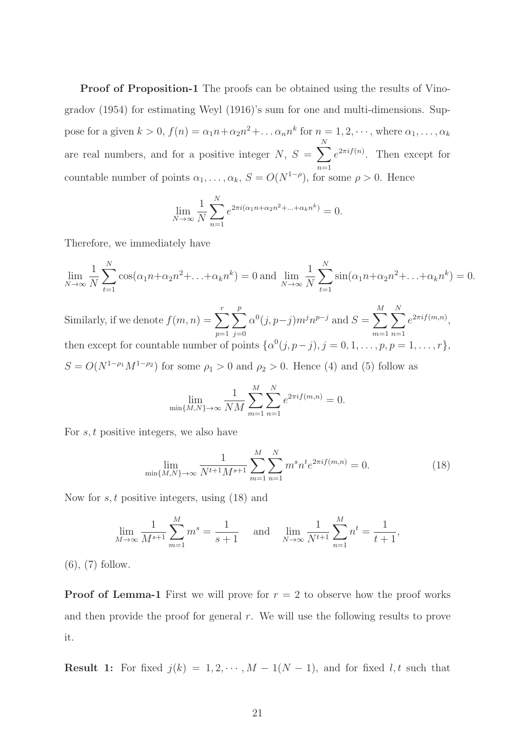**Proof of Proposition-1** The proofs can be obtained using the results of Vinogradov (1954) for estimating Weyl (1916)'s sum for one and multi-dimensions. Suppose for a given $k > 0$, $f(n) = \alpha_1 n + \alpha_2 n^2 + \ldots \alpha_n n^k$ for $n = 1, 2, \cdots$, where $\alpha_1, \ldots, \alpha_k$ are real numbers, and for a positive integer $N$, $S = \sum_{n=1}^{N} e^{2\pi i f(n)}$. Then except for countable number of points $\alpha_1, \ldots, \alpha_k$, $S = O(N^{1-\rho})$, for some $\rho > 0$. Hence

$$\lim_{N\to\infty} \frac{1}{N} \sum_{n=1}^{N} e^{2\pi i (\alpha_1 n + \alpha_2 n^2 + \ldots + \alpha_k n^k)} = 0.$$

Therefore, we immediately have

$$\lim_{N\to\infty} \frac{1}{N} \sum_{t=1}^{N} \cos(\alpha_1 n + \alpha_2 n^2 + \ldots + \alpha_k n^k) = 0 \text{ and } \lim_{N\to\infty} \frac{1}{N} \sum_{t=1}^{N} \sin(\alpha_1 n + \alpha_2 n^2 + \ldots + \alpha_k n^k) = 0.$$

Similarly, if we denote $f(m,n) = \sum_{p=1}^{r} \sum_{j=0}^{p} \alpha^0(j, p-j) m^j n^{p-j}$ and $S = \sum_{m=1}^{M} \sum_{n=1}^{N} e^{2\pi i f(m,n)}$, then except for countable number of points $\{\alpha^0(j, p-j), j = 0, 1, \ldots, p, p = 1, \ldots, r\}$, $S = O(N^{1-\rho_1} M^{1-\rho_2})$ for some $\rho_1 > 0$ and $\rho_2 > 0$. Hence (4) and (5) follow as

$$\lim_{\min\{M,N\}\to\infty} \frac{1}{NM} \sum_{m=1}^{M} \sum_{n=1}^{N} e^{2\pi i f(m,n)} = 0.$$

For $s, t$ positive integers, we also have

$$\lim_{\min\{M,N\}\to\infty} \frac{1}{N^{t+1} M^{s+1}} \sum_{m=1}^{M} \sum_{n=1}^{N} m^s n^t e^{2\pi i f(m,n)} = 0. \tag{18}$$

Now for $s, t$ positive integers, using (18) and

$$\lim_{M\to\infty} \frac{1}{M^{s+1}} \sum_{m=1}^{M} m^s = \frac{1}{s+1} \quad \text{and} \quad \lim_{N\to\infty} \frac{1}{N^{t+1}} \sum_{n=1}^{M} n^t = \frac{1}{t+1},$$

(6), (7) follow.

**Proof of Lemma-1** First we will prove for $r = 2$ to observe how the proof works and then provide the proof for general $r$. We will use the following results to prove it.

**Result 1:** For fixed $j(k) = 1, 2, \cdots, M-1(N-1)$, and for fixed $l, t$ such that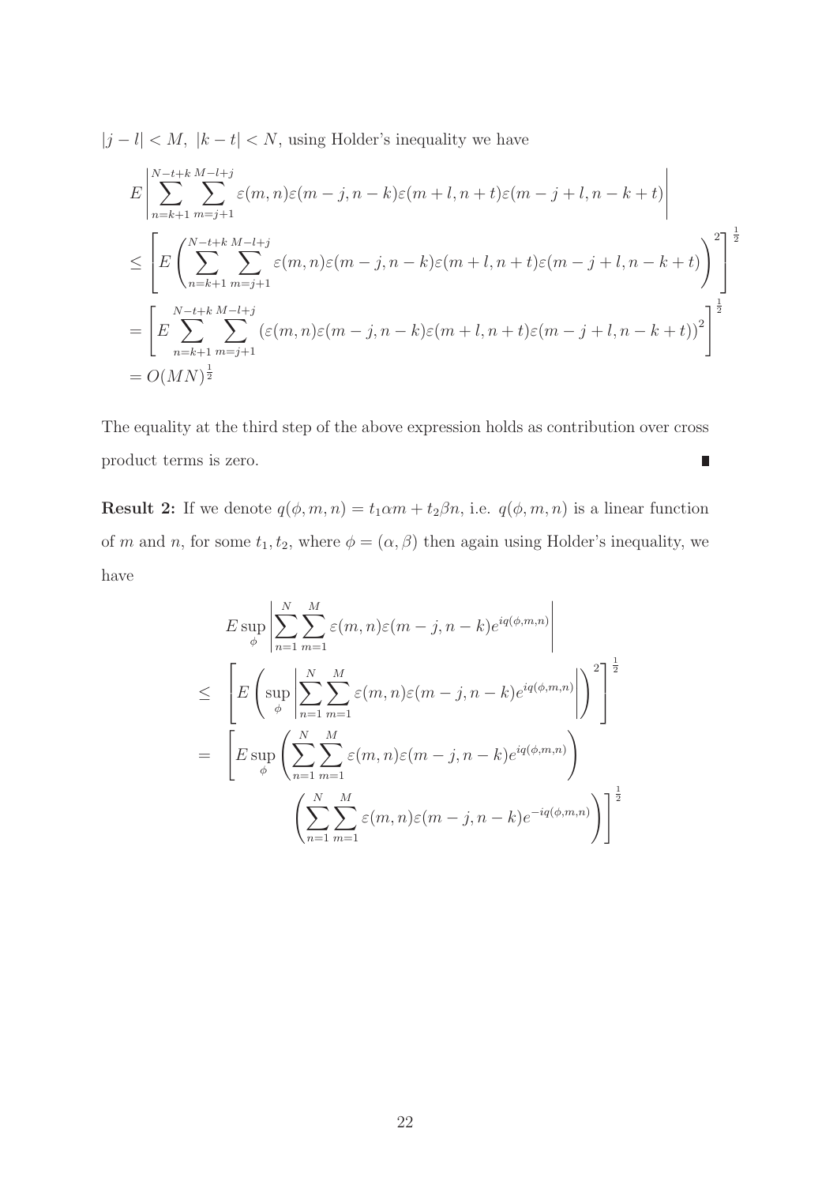$|j-l| < M,\ |k-t| < N$, using Holder's inequality we have

$$
\begin{aligned}
&E\left|\sum_{n=k+1}^{N-t+k}\sum_{m=j+1}^{M-l+j}\varepsilon(m,n)\varepsilon(m-j,n-k)\varepsilon(m+l,n+t)\varepsilon(m-j+l,n-k+t)\right| \\
&\leq \left[E\left(\sum_{n=k+1}^{N-t+k}\sum_{m=j+1}^{M-l+j}\varepsilon(m,n)\varepsilon(m-j,n-k)\varepsilon(m+l,n+t)\varepsilon(m-j+l,n-k+t)\right)^2\right]^{\frac{1}{2}} \\
&= \left[E\sum_{n=k+1}^{N-t+k}\sum_{m=j+1}^{M-l+j}\left(\varepsilon(m,n)\varepsilon(m-j,n-k)\varepsilon(m+l,n+t)\varepsilon(m-j+l,n-k+t)\right)^2\right]^{\frac{1}{2}} \\
&= O(MN)^{\frac{1}{2}}
\end{aligned}
$$

The equality at the third step of the above expression holds as contribution over cross product terms is zero. ∎

**Result 2:** If we denote $q(\phi,m,n) = t_1\alpha m + t_2\beta n$, i.e. $q(\phi,m,n)$ is a linear function of $m$ and $n$, for some $t_1, t_2$, where $\phi = (\alpha,\beta)$ then again using Holder's inequality, we have

$$
\begin{aligned}
& E\sup_{\phi}\left|\sum_{n=1}^{N}\sum_{m=1}^{M}\varepsilon(m,n)\varepsilon(m-j,n-k)e^{iq(\phi,m,n)}\right| \\
\leq\ & \left[E\left(\sup_{\phi}\left|\sum_{n=1}^{N}\sum_{m=1}^{M}\varepsilon(m,n)\varepsilon(m-j,n-k)e^{iq(\phi,m,n)}\right|\right)^2\right]^{\frac{1}{2}} \\
=\ & \left[E\sup_{\phi}\left(\sum_{n=1}^{N}\sum_{m=1}^{M}\varepsilon(m,n)\varepsilon(m-j,n-k)e^{iq(\phi,m,n)}\right)\right. \\
& \qquad \left.\left(\sum_{n=1}^{N}\sum_{m=1}^{M}\varepsilon(m,n)\varepsilon(m-j,n-k)e^{-iq(\phi,m,n)}\right)\right]^{\frac{1}{2}}
\end{aligned}
$$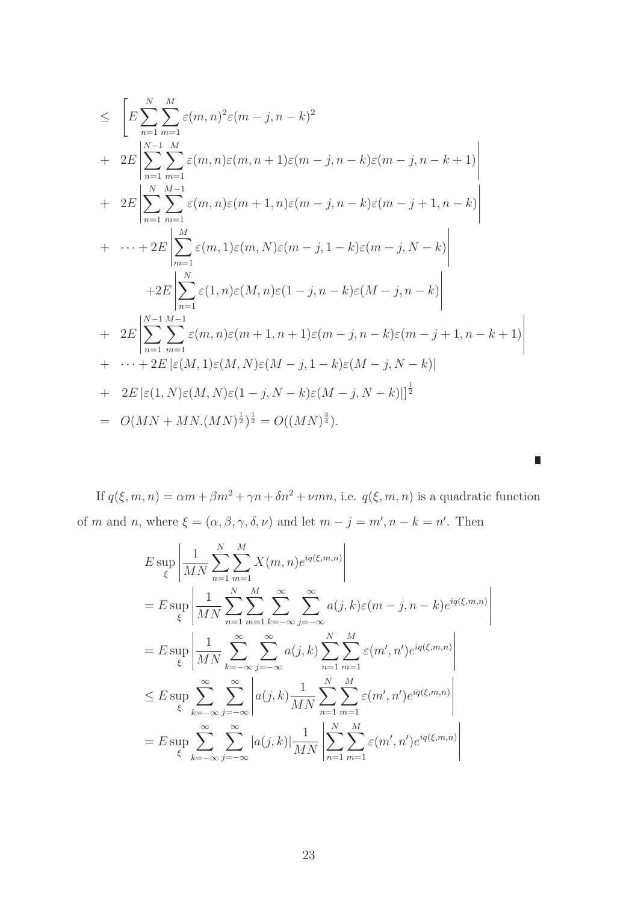$$
\begin{aligned}
\leq\ & \Bigg[ E\sum_{n=1}^{N}\sum_{m=1}^{M}\varepsilon(m,n)^2\varepsilon(m-j,n-k)^2 \\
+\ & 2E\left|\sum_{n=1}^{N-1}\sum_{m=1}^{M}\varepsilon(m,n)\varepsilon(m,n+1)\varepsilon(m-j,n-k)\varepsilon(m-j,n-k+1)\right| \\
+\ & 2E\left|\sum_{n=1}^{N}\sum_{m=1}^{M-1}\varepsilon(m,n)\varepsilon(m+1,n)\varepsilon(m-j,n-k)\varepsilon(m-j+1,n-k)\right| \\
+\ & \cdots + 2E\left|\sum_{m=1}^{M}\varepsilon(m,1)\varepsilon(m,N)\varepsilon(m-j,1-k)\varepsilon(m-j,N-k)\right| \\
& \quad +2E\left|\sum_{n=1}^{N}\varepsilon(1,n)\varepsilon(M,n)\varepsilon(1-j,n-k)\varepsilon(M-j,n-k)\right| \\
+\ & 2E\left|\sum_{n=1}^{N-1}\sum_{m=1}^{M-1}\varepsilon(m,n)\varepsilon(m+1,n+1)\varepsilon(m-j,n-k)\varepsilon(m-j+1,n-k+1)\right| \\
+\ & \cdots + 2E\left|\varepsilon(M,1)\varepsilon(M,N)\varepsilon(M-j,1-k)\varepsilon(M-j,N-k)\right| \\
+\ & 2E\left|\varepsilon(1,N)\varepsilon(M,N)\varepsilon(1-j,N-k)\varepsilon(M-j,N-k)\right|\Bigg]^{\frac{1}{2}} \\
=\ & O(MN + MN.(MN)^{\frac{1}{2}})^{\frac{1}{2}} = O((MN)^{\frac{3}{4}}).
\end{aligned}
$$

∎

If $q(\xi,m,n) = \alpha m + \beta m^2 + \gamma n + \delta n^2 + \nu mn$, i.e. $q(\xi,m,n)$ is a quadratic function of $m$ and $n$, where $\xi = (\alpha,\beta,\gamma,\delta,\nu)$ and let $m-j = m', n-k = n'$. Then

$$
\begin{aligned}
& E\sup_{\xi}\left|\frac{1}{MN}\sum_{n=1}^{N}\sum_{m=1}^{M}X(m,n)e^{iq(\xi,m,n)}\right| \\
&= E\sup_{\xi}\left|\frac{1}{MN}\sum_{n=1}^{N}\sum_{m=1}^{M}\sum_{k=-\infty}^{\infty}\sum_{j=-\infty}^{\infty}a(j,k)\varepsilon(m-j,n-k)e^{iq(\xi,m,n)}\right| \\
&= E\sup_{\xi}\left|\frac{1}{MN}\sum_{k=-\infty}^{\infty}\sum_{j=-\infty}^{\infty}a(j,k)\sum_{n=1}^{N}\sum_{m=1}^{M}\varepsilon(m',n')e^{iq(\xi,m,n)}\right| \\
&\leq E\sup_{\xi}\sum_{k=-\infty}^{\infty}\sum_{j=-\infty}^{\infty}\left|a(j,k)\frac{1}{MN}\sum_{n=1}^{N}\sum_{m=1}^{M}\varepsilon(m',n')e^{iq(\xi,m,n)}\right| \\
&= E\sup_{\xi}\sum_{k=-\infty}^{\infty}\sum_{j=-\infty}^{\infty}|a(j,k)|\frac{1}{MN}\left|\sum_{n=1}^{N}\sum_{m=1}^{M}\varepsilon(m',n')e^{iq(\xi,m,n)}\right|
\end{aligned}
$$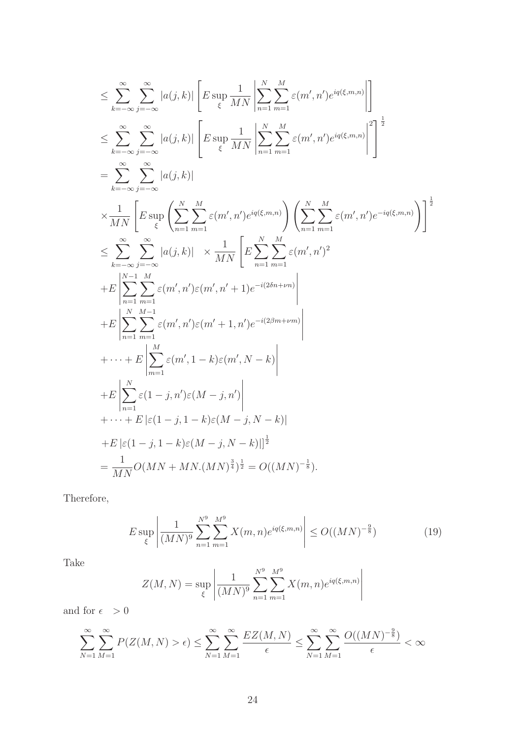$$
\begin{aligned}
&\leq \sum_{k=-\infty}^{\infty}\sum_{j=-\infty}^{\infty}|a(j,k)|\left[E\sup_{\xi}\frac{1}{MN}\left|\sum_{n=1}^{N}\sum_{m=1}^{M}\varepsilon(m',n')e^{iq(\xi,m,n)}\right|\right] \\
&\leq \sum_{k=-\infty}^{\infty}\sum_{j=-\infty}^{\infty}|a(j,k)|\left[E\sup_{\xi}\frac{1}{MN}\left|\sum_{n=1}^{N}\sum_{m=1}^{M}\varepsilon(m',n')e^{iq(\xi,m,n)}\right|^{2}\right]^{\frac{1}{2}} \\
&= \sum_{k=-\infty}^{\infty}\sum_{j=-\infty}^{\infty}|a(j,k)| \\
&\times\frac{1}{MN}\left[E\sup_{\xi}\left(\sum_{n=1}^{N}\sum_{m=1}^{M}\varepsilon(m',n')e^{iq(\xi,m,n)}\right)\left(\sum_{n=1}^{N}\sum_{m=1}^{M}\varepsilon(m',n')e^{-iq(\xi,m,n)}\right)\right]^{\frac{1}{2}} \\
&\leq \sum_{k=-\infty}^{\infty}\sum_{j=-\infty}^{\infty}|a(j,k)| \quad\times\frac{1}{MN}\left[E\sum_{n=1}^{N}\sum_{m=1}^{M}\varepsilon(m',n')^{2}\right. \\
&+E\left|\sum_{n=1}^{N-1}\sum_{m=1}^{M}\varepsilon(m',n')\varepsilon(m',n'+1)e^{-i(2\delta n+\nu n)}\right| \\
&+E\left|\sum_{n=1}^{N}\sum_{m=1}^{M-1}\varepsilon(m',n')\varepsilon(m'+1,n')e^{-i(2\beta m+\nu m)}\right| \\
&+\cdots+E\left|\sum_{m=1}^{M}\varepsilon(m',1-k)\varepsilon(m',N-k)\right| \\
&+E\left|\sum_{n=1}^{N}\varepsilon(1-j,n')\varepsilon(M-j,n')\right| \\
&+\cdots+E\left|\varepsilon(1-j,1-k)\varepsilon(M-j,N-k)\right| \\
&\left.+E\left|\varepsilon(1-j,1-k)\varepsilon(M-j,N-k)\right|\right]^{\frac{1}{2}} \\
&= \frac{1}{MN}O(MN+MN.(MN)^{\frac{3}{4}})^{\frac{1}{2}} = O((MN)^{-\frac{1}{8}}).
\end{aligned}
$$

Therefore,

$$
E\sup_{\xi}\left|\frac{1}{(MN)^{9}}\sum_{n=1}^{N^{9}}\sum_{m=1}^{M^{9}}X(m,n)e^{iq(\xi,m,n)}\right| \leq O((MN)^{-\frac{9}{8}}) \tag{19}
$$

Take

$$
Z(M,N) = \sup_{\xi}\left|\frac{1}{(MN)^{9}}\sum_{n=1}^{N^{9}}\sum_{m=1}^{M^{9}}X(m,n)e^{iq(\xi,m,n)}\right|
$$

and for $\epsilon > 0$

$$
\sum_{N=1}^{\infty}\sum_{M=1}^{\infty}P(Z(M,N)>\epsilon) \leq \sum_{N=1}^{\infty}\sum_{M=1}^{\infty}\frac{EZ(M,N)}{\epsilon} \leq \sum_{N=1}^{\infty}\sum_{M=1}^{\infty}\frac{O((MN)^{-\frac{9}{8}})}{\epsilon} < \infty
$$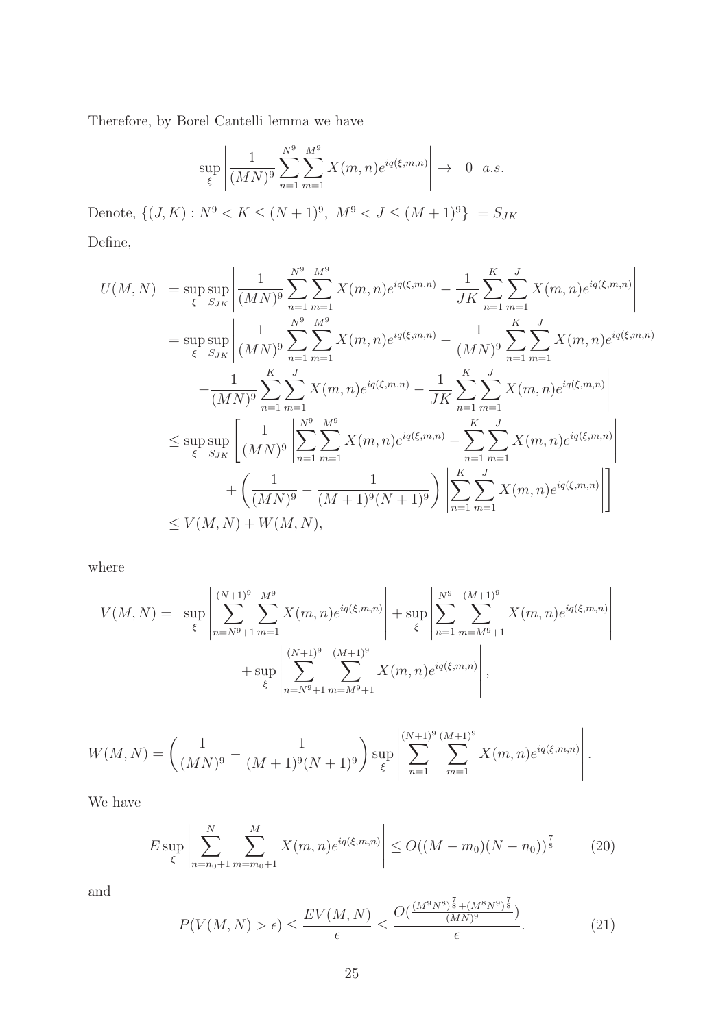Therefore, by Borel Cantelli lemma we have

$$\sup_{\xi} \left| \frac{1}{(MN)^9} \sum_{n=1}^{N^9} \sum_{m=1}^{M^9} X(m,n) e^{iq(\xi,m,n)} \right| \to \quad 0 \quad a.s.$$

Denote, $\{(J,K) : N^9 < K \leq (N+1)^9, \; M^9 < J \leq (M+1)^9\} \; = S_{JK}$

Define,

$$\begin{aligned}
U(M,N) &= \sup_{\xi} \sup_{S_{JK}} \left| \frac{1}{(MN)^9} \sum_{n=1}^{N^9} \sum_{m=1}^{M^9} X(m,n) e^{iq(\xi,m,n)} - \frac{1}{JK} \sum_{n=1}^{K} \sum_{m=1}^{J} X(m,n) e^{iq(\xi,m,n)} \right| \\
&= \sup_{\xi} \sup_{S_{JK}} \left| \frac{1}{(MN)^9} \sum_{n=1}^{N^9} \sum_{m=1}^{M^9} X(m,n) e^{iq(\xi,m,n)} - \frac{1}{(MN)^9} \sum_{n=1}^{K} \sum_{m=1}^{J} X(m,n) e^{iq(\xi,m,n)} \right. \\
&\quad \left. + \frac{1}{(MN)^9} \sum_{n=1}^{K} \sum_{m=1}^{J} X(m,n) e^{iq(\xi,m,n)} - \frac{1}{JK} \sum_{n=1}^{K} \sum_{m=1}^{J} X(m,n) e^{iq(\xi,m,n)} \right| \\
&\leq \sup_{\xi} \sup_{S_{JK}} \left[ \frac{1}{(MN)^9} \left| \sum_{n=1}^{N^9} \sum_{m=1}^{M^9} X(m,n) e^{iq(\xi,m,n)} - \sum_{n=1}^{K} \sum_{m=1}^{J} X(m,n) e^{iq(\xi,m,n)} \right| \right. \\
&\quad \left. + \left( \frac{1}{(MN)^9} - \frac{1}{(M+1)^9 (N+1)^9} \right) \left| \sum_{n=1}^{K} \sum_{m=1}^{J} X(m,n) e^{iq(\xi,m,n)} \right| \right] \\
&\leq V(M,N) + W(M,N),
\end{aligned}$$

where

$$\begin{aligned}
V(M,N) = & \sup_{\xi} \left| \sum_{n=N^9+1}^{(N+1)^9} \sum_{m=1}^{M^9} X(m,n) e^{iq(\xi,m,n)} \right| + \sup_{\xi} \left| \sum_{n=1}^{N^9} \sum_{m=M^9+1}^{(M+1)^9} X(m,n) e^{iq(\xi,m,n)} \right| \\
& + \sup_{\xi} \left| \sum_{n=N^9+1}^{(N+1)^9} \sum_{m=M^9+1}^{(M+1)^9} X(m,n) e^{iq(\xi,m,n)} \right|,
\end{aligned}$$

$$W(M,N) = \left( \frac{1}{(MN)^9} - \frac{1}{(M+1)^9 (N+1)^9} \right) \sup_{\xi} \left| \sum_{n=1}^{(N+1)^9} \sum_{m=1}^{(M+1)^9} X(m,n) e^{iq(\xi,m,n)} \right|.$$

We have

$$E \sup_{\xi} \left| \sum_{n=n_0+1}^{N} \sum_{m=m_0+1}^{M} X(m,n) e^{iq(\xi,m,n)} \right| \leq O((M-m_0)(N-n_0))^{\frac{7}{8}} \tag{20}$$

and

$$P(V(M,N) > \epsilon) \leq \frac{EV(M,N)}{\epsilon} \leq \frac{O(\frac{(M^9 N^8)^{\frac{7}{8}} + (M^8 N^9)^{\frac{7}{8}}}{(MN)^9})}{\epsilon}. \tag{21}$$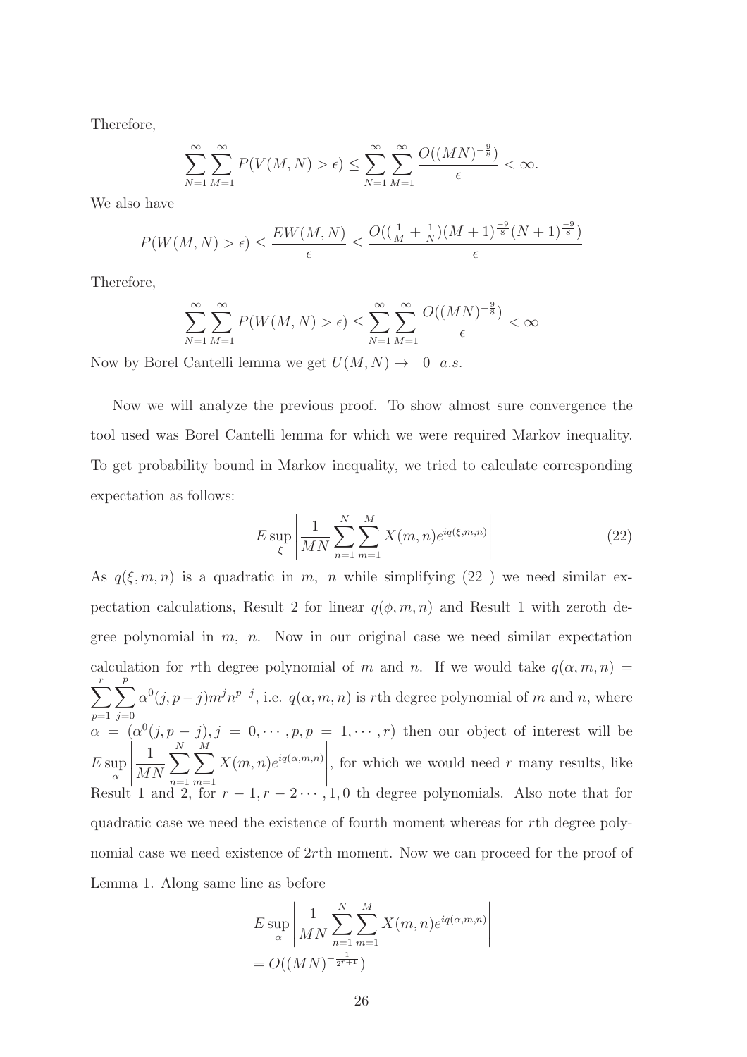Therefore,

$$\sum_{N=1}^{\infty}\sum_{M=1}^{\infty} P(V(M,N) > \epsilon) \leq \sum_{N=1}^{\infty}\sum_{M=1}^{\infty} \frac{O((MN)^{-\frac{9}{8}})}{\epsilon} < \infty.$$

We also have

$$P(W(M,N) > \epsilon) \leq \frac{EW(M,N)}{\epsilon} \leq \frac{O((\frac{1}{M}+\frac{1}{N})(M+1)^{\frac{-9}{8}}(N+1)^{\frac{-9}{8}})}{\epsilon}$$

Therefore,

$$\sum_{N=1}^{\infty}\sum_{M=1}^{\infty} P(W(M,N) > \epsilon) \leq \sum_{N=1}^{\infty}\sum_{M=1}^{\infty} \frac{O((MN)^{-\frac{9}{8}})}{\epsilon} < \infty$$

Now by Borel Cantelli lemma we get $U(M,N) \to \;\; 0 \;\; a.s.$

Now we will analyze the previous proof. To show almost sure convergence the tool used was Borel Cantelli lemma for which we were required Markov inequality. To get probability bound in Markov inequality, we tried to calculate corresponding expectation as follows:

$$E\sup_{\xi}\left|\frac{1}{MN}\sum_{n=1}^{N}\sum_{m=1}^{M} X(m,n)e^{iq(\xi,m,n)}\right| \tag{22}$$

As $q(\xi,m,n)$ is a quadratic in $m,\ n$ while simplifying (22 ) we need similar expectation calculations, Result 2 for linear $q(\phi,m,n)$ and Result 1 with zeroth degree polynomial in $m,\ n$. Now in our original case we need similar expectation calculation for $r$th degree polynomial of $m$ and $n$. If we would take $q(\alpha,m,n) = \sum_{p=1}^{r}\sum_{j=0}^{p}\alpha^0(j,p-j)m^jn^{p-j}$, i.e. $q(\alpha,m,n)$ is $r$th degree polynomial of $m$ and $n$, where $\alpha = (\alpha^0(j,p-j), j = 0,\cdots,p, p = 1,\cdots,r)$ then our object of interest will be $E\sup_{\alpha}\left|\frac{1}{MN}\sum_{n=1}^{N}\sum_{m=1}^{M} X(m,n)e^{iq(\alpha,m,n)}\right|$, for which we would need $r$ many results, like Result 1 and 2, for $r-1, r-2\cdots, 1, 0$ th degree polynomials. Also note that for quadratic case we need the existence of fourth moment whereas for $r$th degree polynomial case we need existence of $2r$th moment. Now we can proceed for the proof of Lemma 1. Along same line as before

$$\begin{aligned}
&E\sup_{\alpha}\left|\frac{1}{MN}\sum_{n=1}^{N}\sum_{m=1}^{M} X(m,n)e^{iq(\alpha,m,n)}\right| \\
&= O((MN)^{-\frac{1}{2^{r+1}}})
\end{aligned}$$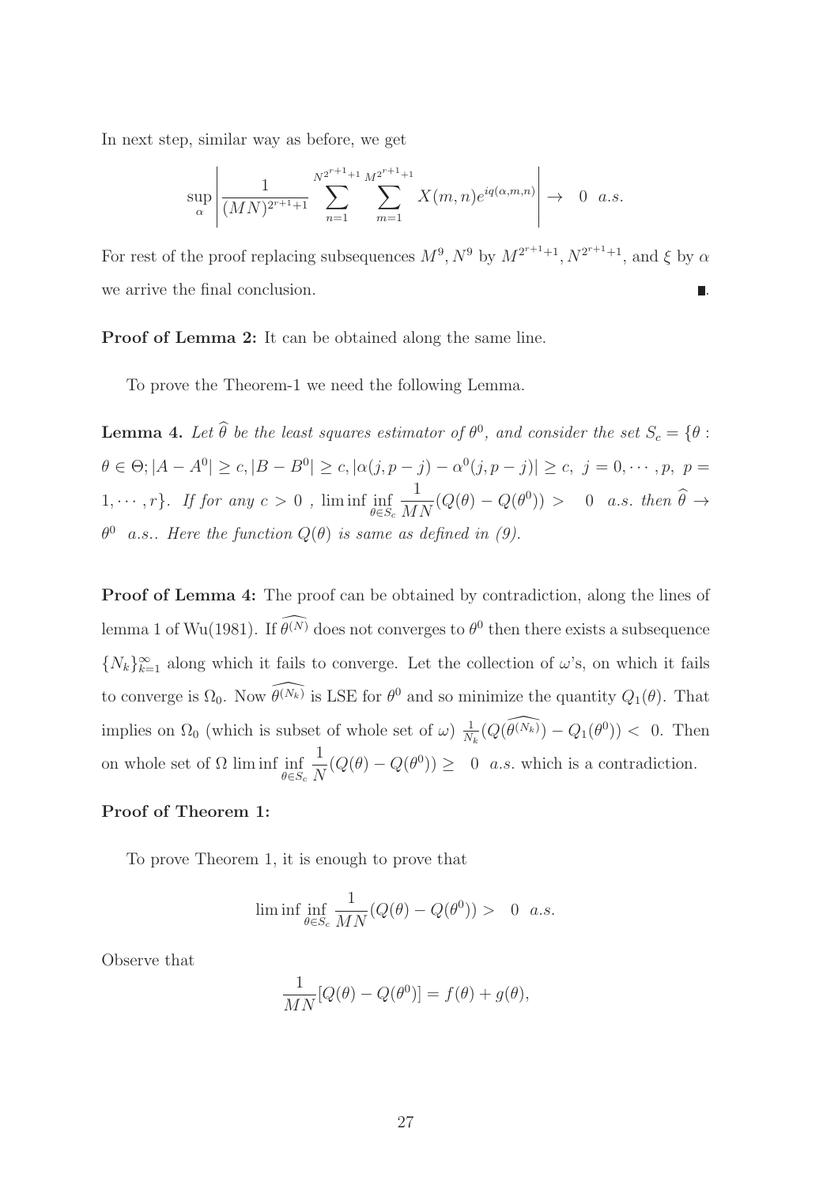In next step, similar way as before, we get

$$\sup_{\alpha} \left| \frac{1}{(MN)^{2^{r+1}+1}} \sum_{n=1}^{N^{2^{r+1}+1}} \sum_{m=1}^{M^{2^{r+1}+1}} X(m,n) e^{iq(\alpha,m,n)} \right| \rightarrow \ \ 0 \ \ a.s.$$

For rest of the proof replacing subsequences $M^9, N^9$ by $M^{2^{r+1}+1}, N^{2^{r+1}+1}$, and $\xi$ by $\alpha$ we arrive the final conclusion. ∎.

**Proof of Lemma 2:** It can be obtained along the same line.

To prove the Theorem-1 we need the following Lemma.

**Lemma 4.** *Let $\widehat{\theta}$ be the least squares estimator of $\theta^0$, and consider the set $S_c = \{\theta : \theta \in \Theta; |A - A^0| \geq c, |B - B^0| \geq c, |\alpha(j, p-j) - \alpha^0(j, p-j)| \geq c, \ j = 0, \cdots, p, \ p = 1, \cdots, r\}$. If for any $c > 0$ , $\liminf \inf_{\theta \in S_c} \dfrac{1}{MN}(Q(\theta) - Q(\theta^0)) > \ \ 0 \ \ a.s.$ then $\widehat{\theta} \rightarrow \theta^0 \ \ a.s.$. Here the function $Q(\theta)$ is same as defined in (9).*

**Proof of Lemma 4:** The proof can be obtained by contradiction, along the lines of lemma 1 of Wu(1981). If $\widehat{\theta^{(N)}}$ does not converges to $\theta^0$ then there exists a subsequence $\{N_k\}_{k=1}^{\infty}$ along which it fails to converge. Let the collection of $\omega$'s, on which it fails to converge is $\Omega_0$. Now $\widehat{\theta^{(N_k)}}$ is LSE for $\theta^0$ and so minimize the quantity $Q_1(\theta)$. That implies on $\Omega_0$ (which is subset of whole set of $\omega$) $\frac{1}{N_k}(Q(\widehat{\theta^{(N_k)}}) - Q_1(\theta^0)) < \ 0$. Then on whole set of $\Omega$ $\liminf \inf_{\theta \in S_c} \dfrac{1}{N}(Q(\theta) - Q(\theta^0)) \geq \ \ 0 \ \ a.s.$ which is a contradiction.

**Proof of Theorem 1:**

To prove Theorem 1, it is enough to prove that

$$\liminf \inf_{\theta \in S_c} \frac{1}{MN}(Q(\theta) - Q(\theta^0)) > \ \ 0 \ \ a.s.$$

Observe that

$$\frac{1}{MN}[Q(\theta) - Q(\theta^0)] = f(\theta) + g(\theta),$$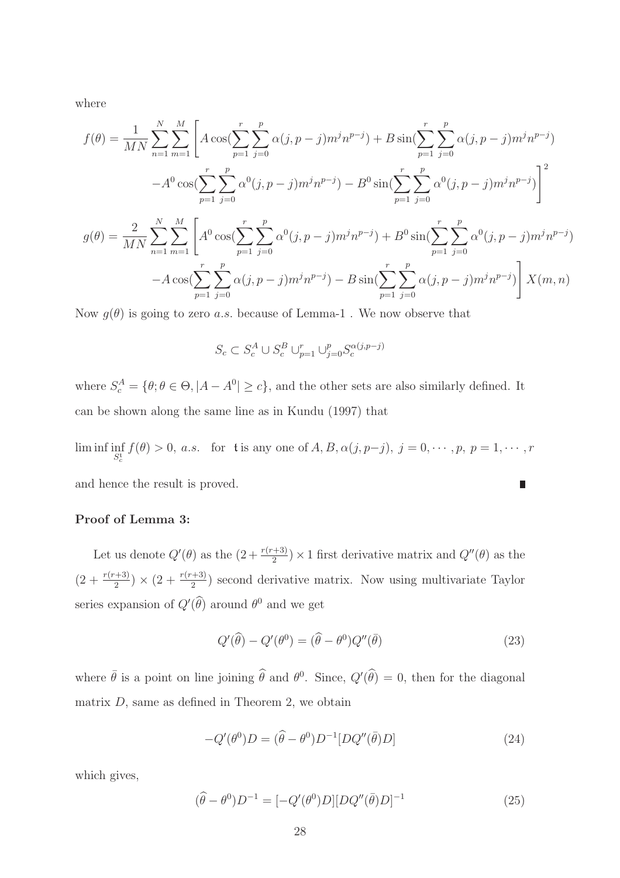where

$$
f(\theta) = \frac{1}{MN} \sum_{n=1}^{N} \sum_{m=1}^{M} \Bigg[ A \cos(\sum_{p=1}^{r} \sum_{j=0}^{p} \alpha(j, p-j) m^j n^{p-j}) + B \sin(\sum_{p=1}^{r} \sum_{j=0}^{p} \alpha(j, p-j) m^j n^{p-j})
$$
$$
- A^0 \cos(\sum_{p=1}^{r} \sum_{j=0}^{p} \alpha^0(j, p-j) m^j n^{p-j}) - B^0 \sin(\sum_{p=1}^{r} \sum_{j=0}^{p} \alpha^0(j, p-j) m^j n^{p-j}) \Bigg]^2
$$

$$
g(\theta) = \frac{2}{MN} \sum_{n=1}^{N} \sum_{m=1}^{M} \Bigg[ A^0 \cos(\sum_{p=1}^{r} \sum_{j=0}^{p} \alpha^0(j, p-j) m^j n^{p-j}) + B^0 \sin(\sum_{p=1}^{r} \sum_{j=0}^{p} \alpha^0(j, p-j) m^j n^{p-j})
$$
$$
- A \cos(\sum_{p=1}^{r} \sum_{j=0}^{p} \alpha(j, p-j) m^j n^{p-j}) - B \sin(\sum_{p=1}^{r} \sum_{j=0}^{p} \alpha(j, p-j) m^j n^{p-j}) \Bigg] X(m,n)
$$

Now $g(\theta)$ is going to zero *a.s.* because of Lemma-1 . We now observe that

$$
S_c \subset S_c^A \cup S_c^B \cup_{p=1}^{r} \cup_{j=0}^{p} S_c^{\alpha(j,p-j)}
$$

where $S_c^A = \{\theta; \theta \in \Theta, |A - A^0| \geq c\}$, and the other sets are also similarly defined. It can be shown along the same line as in Kundu (1997) that

$\liminf \inf_{S_c^{\mathfrak{t}}} f(\theta) > 0, \; a.s.$ for $\mathfrak{t}$ is any one of $A, B, \alpha(j, p-j), \; j = 0, \cdots, p, \; p = 1, \cdots, r$

and hence the result is proved. ∎

**Proof of Lemma 3:**

Let us denote $Q'(\theta)$ as the $(2 + \frac{r(r+3)}{2}) \times 1$ first derivative matrix and $Q''(\theta)$ as the $(2 + \frac{r(r+3)}{2}) \times (2 + \frac{r(r+3)}{2})$ second derivative matrix. Now using multivariate Taylor series expansion of $Q'(\widehat{\theta})$ around $\theta^0$ and we get

$$
Q'(\widehat{\theta}) - Q'(\theta^0) = (\widehat{\theta} - \theta^0) Q''(\bar{\theta}) \tag{23}
$$

where $\bar{\theta}$ is a point on line joining $\widehat{\theta}$ and $\theta^0$. Since, $Q'(\widehat{\theta}) = 0$, then for the diagonal matrix $D$, same as defined in Theorem 2, we obtain

$$
-Q'(\theta^0) D = (\widehat{\theta} - \theta^0) D^{-1} [D Q''(\bar{\theta}) D] \tag{24}
$$

which gives,

$$
(\widehat{\theta} - \theta^0) D^{-1} = [-Q'(\theta^0) D][D Q''(\bar{\theta}) D]^{-1} \tag{25}
$$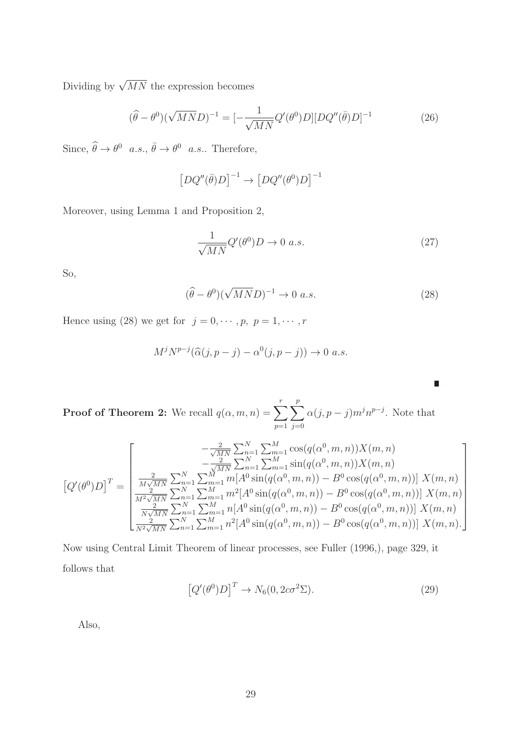Dividing by $\sqrt{MN}$ the expression becomes

$$(\widehat{\theta} - \theta^0)(\sqrt{MN}D)^{-1} = [-\frac{1}{\sqrt{MN}}Q'(\theta^0)D][DQ''(\bar{\theta})D]^{-1} \tag{26}$$

Since, $\widehat{\theta} \to \theta^0 \;\; a.s.$, $\bar{\theta} \to \theta^0 \;\; a.s.$. Therefore,

$$\left[DQ''(\bar{\theta})D\right]^{-1} \to \left[DQ''(\theta^0)D\right]^{-1}$$

Moreover, using Lemma 1 and Proposition 2,

$$\frac{1}{\sqrt{MN}}Q'(\theta^0)D \to 0 \; a.s. \tag{27}$$

So,

$$(\widehat{\theta} - \theta^0)(\sqrt{MN}D)^{-1} \to 0 \; a.s. \tag{28}$$

Hence using (28) we get for $\; j = 0, \cdots, p, \; p = 1, \cdots, r$

$$M^j N^{p-j}(\widehat{\alpha}(j, p-j) - \alpha^0(j, p-j)) \to 0 \; a.s.$$

∎

**Proof of Theorem 2:** We recall $q(\alpha, m, n) = \sum_{p=1}^{r}\sum_{j=0}^{p} \alpha(j, p-j)m^j n^{p-j}$. Note that

$$\left[Q'(\theta^0)D\right]^T = \begin{bmatrix} -\frac{2}{\sqrt{MN}}\sum_{n=1}^{N}\sum_{m=1}^{M}\cos(q(\alpha^0, m, n))X(m,n) \\ -\frac{2}{\sqrt{MN}}\sum_{n=1}^{N}\sum_{m=1}^{M}\sin(q(\alpha^0, m, n))X(m,n) \\ \frac{2}{M\sqrt{MN}}\sum_{n=1}^{N}\sum_{m=1}^{M} m[A^0\sin(q(\alpha^0, m, n)) - B^0\cos(q(\alpha^0, m, n))]\; X(m,n) \\ \frac{2}{M^2\sqrt{MN}}\sum_{n=1}^{N}\sum_{m=1}^{M} m^2[A^0\sin(q(\alpha^0, m, n)) - B^0\cos(q(\alpha^0, m, n))]\; X(m,n) \\ \frac{2}{N\sqrt{MN}}\sum_{n=1}^{N}\sum_{m=1}^{M} n[A^0\sin(q(\alpha^0, m, n)) - B^0\cos(q(\alpha^0, m, n))]\; X(m,n) \\ \frac{2}{N^2\sqrt{MN}}\sum_{n=1}^{N}\sum_{m=1}^{M} n^2[A^0\sin(q(\alpha^0, m, n)) - B^0\cos(q(\alpha^0, m, n))]\; X(m,n). \end{bmatrix}$$

Now using Central Limit Theorem of linear processes, see Fuller (1996,), page 329, it follows that

$$\left[Q'(\theta^0)D\right]^T \to N_6(0, 2c\sigma^2\Sigma). \tag{29}$$

Also,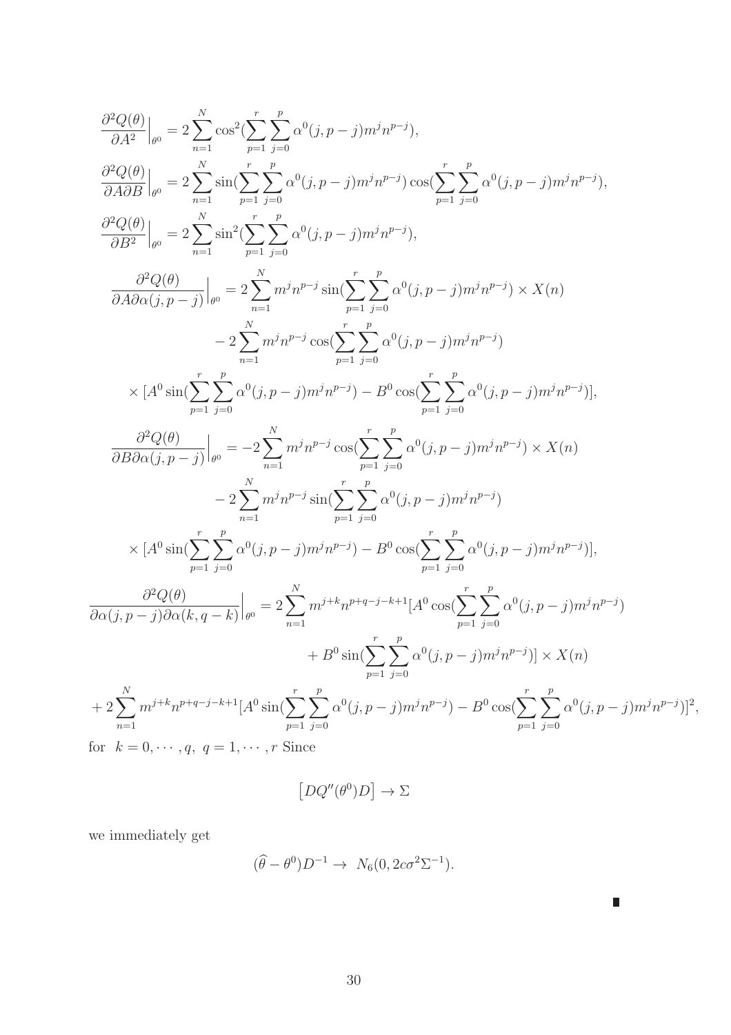$$
\frac{\partial^2 Q(\theta)}{\partial A^2}\Big|_{\theta^0} = 2\sum_{n=1}^{N} \cos^2(\sum_{p=1}^{r}\sum_{j=0}^{p} \alpha^0(j,p-j)m^j n^{p-j}),
$$

$$
\frac{\partial^2 Q(\theta)}{\partial A \partial B}\Big|_{\theta^0} = 2\sum_{n=1}^{N} \sin(\sum_{p=1}^{r}\sum_{j=0}^{p} \alpha^0(j,p-j)m^j n^{p-j}) \cos(\sum_{p=1}^{r}\sum_{j=0}^{p} \alpha^0(j,p-j)m^j n^{p-j}),
$$

$$
\frac{\partial^2 Q(\theta)}{\partial B^2}\Big|_{\theta^0} = 2\sum_{n=1}^{N} \sin^2(\sum_{p=1}^{r}\sum_{j=0}^{p} \alpha^0(j,p-j)m^j n^{p-j}),
$$

$$
\begin{aligned}
\frac{\partial^2 Q(\theta)}{\partial A \partial \alpha(j,p-j)}\Big|_{\theta^0} &= 2\sum_{n=1}^{N} m^j n^{p-j} \sin(\sum_{p=1}^{r}\sum_{j=0}^{p} \alpha^0(j,p-j)m^j n^{p-j}) \times X(n) \\
&- 2\sum_{n=1}^{N} m^j n^{p-j} \cos(\sum_{p=1}^{r}\sum_{j=0}^{p} \alpha^0(j,p-j)m^j n^{p-j}) \\
\times [A^0 \sin(\sum_{p=1}^{r}\sum_{j=0}^{p} &\alpha^0(j,p-j)m^j n^{p-j}) - B^0 \cos(\sum_{p=1}^{r}\sum_{j=0}^{p} \alpha^0(j,p-j)m^j n^{p-j})],
\end{aligned}
$$

$$
\begin{aligned}
\frac{\partial^2 Q(\theta)}{\partial B \partial \alpha(j,p-j)}\Big|_{\theta^0} &= -2\sum_{n=1}^{N} m^j n^{p-j} \cos(\sum_{p=1}^{r}\sum_{j=0}^{p} \alpha^0(j,p-j)m^j n^{p-j}) \times X(n) \\
&- 2\sum_{n=1}^{N} m^j n^{p-j} \sin(\sum_{p=1}^{r}\sum_{j=0}^{p} \alpha^0(j,p-j)m^j n^{p-j}) \\
\times [A^0 \sin(\sum_{p=1}^{r}\sum_{j=0}^{p} &\alpha^0(j,p-j)m^j n^{p-j}) - B^0 \cos(\sum_{p=1}^{r}\sum_{j=0}^{p} \alpha^0(j,p-j)m^j n^{p-j})],
\end{aligned}
$$

$$
\begin{aligned}
\frac{\partial^2 Q(\theta)}{\partial \alpha(j,p-j) \partial \alpha(k,q-k)}\Big|_{\theta^0} &= 2\sum_{n=1}^{N} m^{j+k} n^{p+q-j-k+1} [A^0 \cos(\sum_{p=1}^{r}\sum_{j=0}^{p} \alpha^0(j,p-j)m^j n^{p-j}) \\
&\quad + B^0 \sin(\sum_{p=1}^{r}\sum_{j=0}^{p} \alpha^0(j,p-j)m^j n^{p-j})] \times X(n) \\
+ 2\sum_{n=1}^{N} m^{j+k} n^{p+q-j-k+1} [A^0 \sin(\sum_{p=1}^{r}&\sum_{j=0}^{p} \alpha^0(j,p-j)m^j n^{p-j}) - B^0 \cos(\sum_{p=1}^{r}\sum_{j=0}^{p} \alpha^0(j,p-j)m^j n^{p-j})]^2,
\end{aligned}
$$

for $k = 0, \cdots, q, \; q = 1, \cdots, r$ Since

$$
\left[DQ''(\theta^0)D\right] \to \Sigma
$$

we immediately get

$$
(\widehat{\theta} - \theta^0)D^{-1} \to \; N_6(0, 2c\sigma^2\Sigma^{-1}).
$$

∎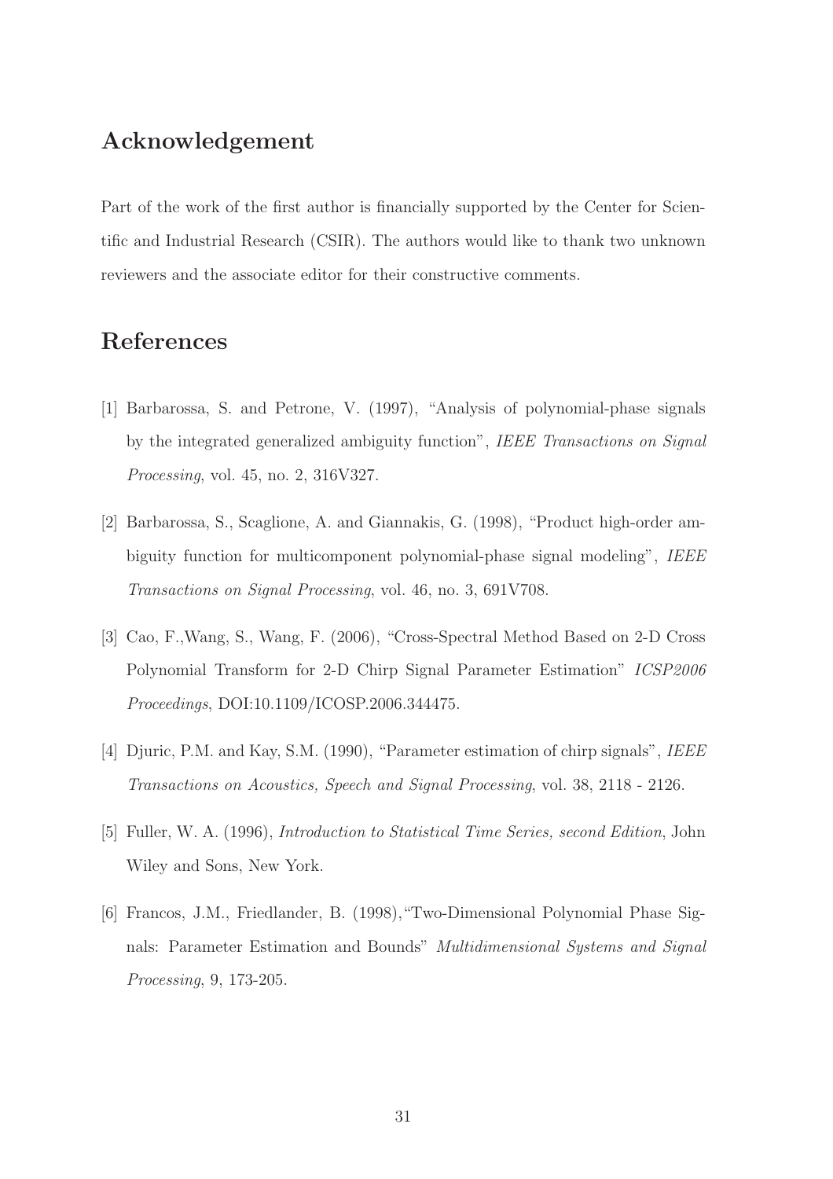## Acknowledgement

Part of the work of the first author is financially supported by the Center for Scientific and Industrial Research (CSIR). The authors would like to thank two unknown reviewers and the associate editor for their constructive comments.

## References

[1] Barbarossa, S. and Petrone, V. (1997), "Analysis of polynomial-phase signals by the integrated generalized ambiguity function", *IEEE Transactions on Signal Processing*, vol. 45, no. 2, 316V327.

[2] Barbarossa, S., Scaglione, A. and Giannakis, G. (1998), "Product high-order ambiguity function for multicomponent polynomial-phase signal modeling", *IEEE Transactions on Signal Processing*, vol. 46, no. 3, 691V708.

[3] Cao, F.,Wang, S., Wang, F. (2006), "Cross-Spectral Method Based on 2-D Cross Polynomial Transform for 2-D Chirp Signal Parameter Estimation" *ICSP2006 Proceedings*, DOI:10.1109/ICOSP.2006.344475.

[4] Djuric, P.M. and Kay, S.M. (1990), "Parameter estimation of chirp signals", *IEEE Transactions on Acoustics, Speech and Signal Processing*, vol. 38, 2118 - 2126.

[5] Fuller, W. A. (1996), *Introduction to Statistical Time Series, second Edition*, John Wiley and Sons, New York.

[6] Francos, J.M., Friedlander, B. (1998),"Two-Dimensional Polynomial Phase Signals: Parameter Estimation and Bounds" *Multidimensional Systems and Signal Processing*, 9, 173-205.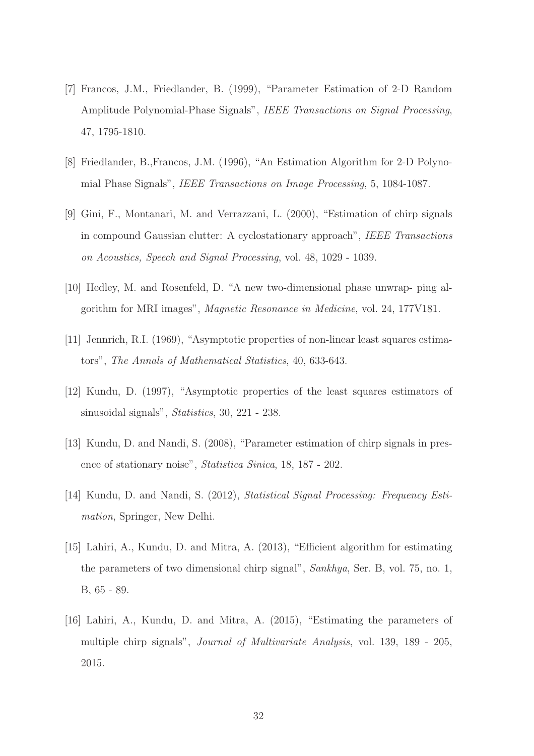[7] Francos, J.M., Friedlander, B. (1999), "Parameter Estimation of 2-D Random Amplitude Polynomial-Phase Signals", *IEEE Transactions on Signal Processing*, 47, 1795-1810.

[8] Friedlander, B.,Francos, J.M. (1996), "An Estimation Algorithm for 2-D Polynomial Phase Signals", *IEEE Transactions on Image Processing*, 5, 1084-1087.

[9] Gini, F., Montanari, M. and Verrazzani, L. (2000), "Estimation of chirp signals in compound Gaussian clutter: A cyclostationary approach", *IEEE Transactions on Acoustics, Speech and Signal Processing*, vol. 48, 1029 - 1039.

[10] Hedley, M. and Rosenfeld, D. "A new two-dimensional phase unwrap- ping algorithm for MRI images", *Magnetic Resonance in Medicine*, vol. 24, 177V181.

[11] Jennrich, R.I. (1969), "Asymptotic properties of non-linear least squares estimators", *The Annals of Mathematical Statistics*, 40, 633-643.

[12] Kundu, D. (1997), "Asymptotic properties of the least squares estimators of sinusoidal signals", *Statistics*, 30, 221 - 238.

[13] Kundu, D. and Nandi, S. (2008), "Parameter estimation of chirp signals in presence of stationary noise", *Statistica Sinica*, 18, 187 - 202.

[14] Kundu, D. and Nandi, S. (2012), *Statistical Signal Processing: Frequency Estimation*, Springer, New Delhi.

[15] Lahiri, A., Kundu, D. and Mitra, A. (2013), "Efficient algorithm for estimating the parameters of two dimensional chirp signal", *Sankhya*, Ser. B, vol. 75, no. 1, B, 65 - 89.

[16] Lahiri, A., Kundu, D. and Mitra, A. (2015), "Estimating the parameters of multiple chirp signals", *Journal of Multivariate Analysis*, vol. 139, 189 - 205, 2015.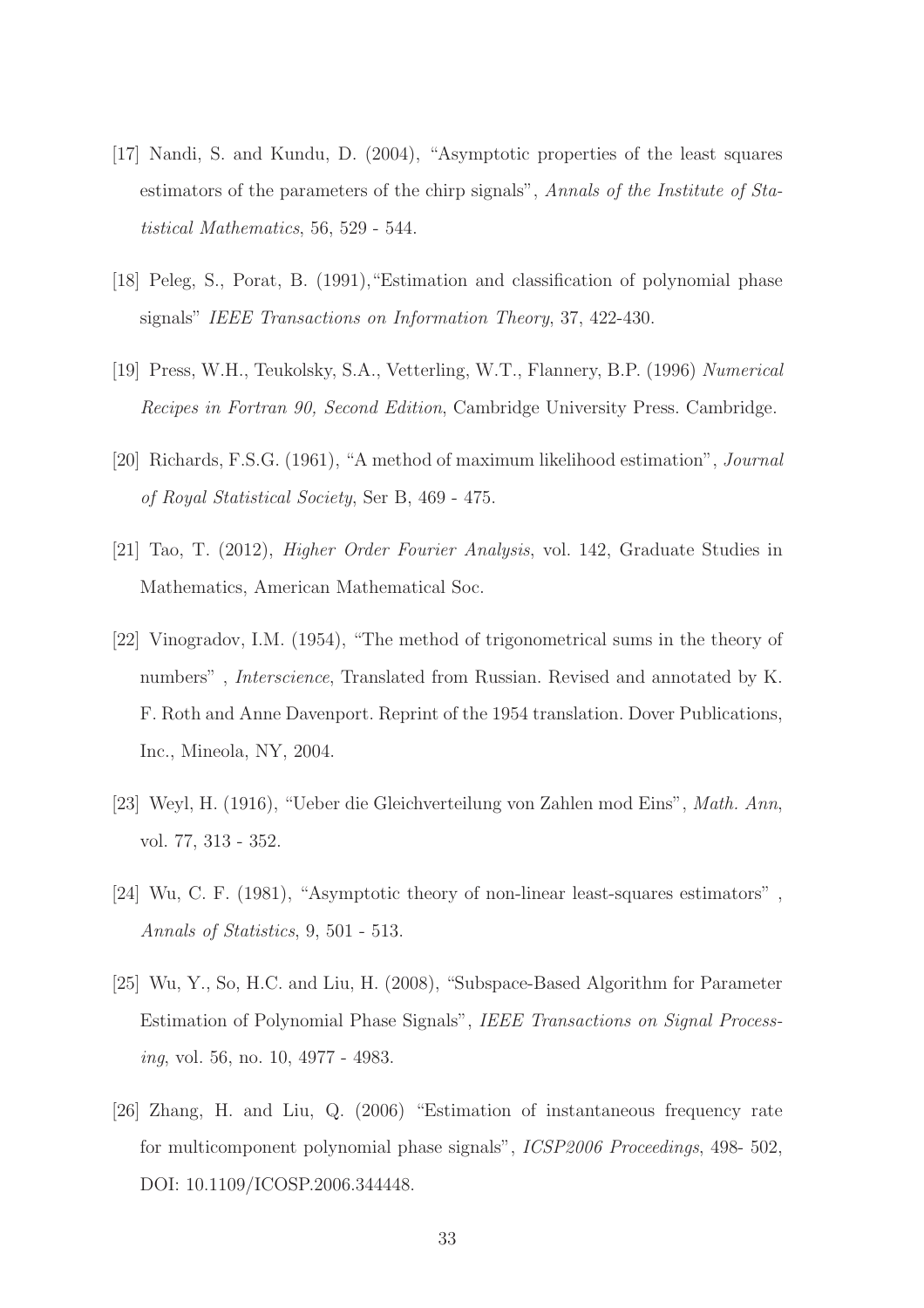[17] Nandi, S. and Kundu, D. (2004), "Asymptotic properties of the least squares estimators of the parameters of the chirp signals", *Annals of the Institute of Statistical Mathematics*, 56, 529 - 544.

[18] Peleg, S., Porat, B. (1991),"Estimation and classification of polynomial phase signals" *IEEE Transactions on Information Theory*, 37, 422-430.

[19] Press, W.H., Teukolsky, S.A., Vetterling, W.T., Flannery, B.P. (1996) *Numerical Recipes in Fortran 90, Second Edition*, Cambridge University Press. Cambridge.

[20] Richards, F.S.G. (1961), "A method of maximum likelihood estimation", *Journal of Royal Statistical Society*, Ser B, 469 - 475.

[21] Tao, T. (2012), *Higher Order Fourier Analysis*, vol. 142, Graduate Studies in Mathematics, American Mathematical Soc.

[22] Vinogradov, I.M. (1954), "The method of trigonometrical sums in the theory of numbers" , *Interscience*, Translated from Russian. Revised and annotated by K. F. Roth and Anne Davenport. Reprint of the 1954 translation. Dover Publications, Inc., Mineola, NY, 2004.

[23] Weyl, H. (1916), "Ueber die Gleichverteilung von Zahlen mod Eins", *Math. Ann*, vol. 77, 313 - 352.

[24] Wu, C. F. (1981), "Asymptotic theory of non-linear least-squares estimators" , *Annals of Statistics*, 9, 501 - 513.

[25] Wu, Y., So, H.C. and Liu, H. (2008), "Subspace-Based Algorithm for Parameter Estimation of Polynomial Phase Signals", *IEEE Transactions on Signal Processing*, vol. 56, no. 10, 4977 - 4983.

[26] Zhang, H. and Liu, Q. (2006) "Estimation of instantaneous frequency rate for multicomponent polynomial phase signals", *ICSP2006 Proceedings*, 498- 502, DOI: 10.1109/ICOSP.2006.344448.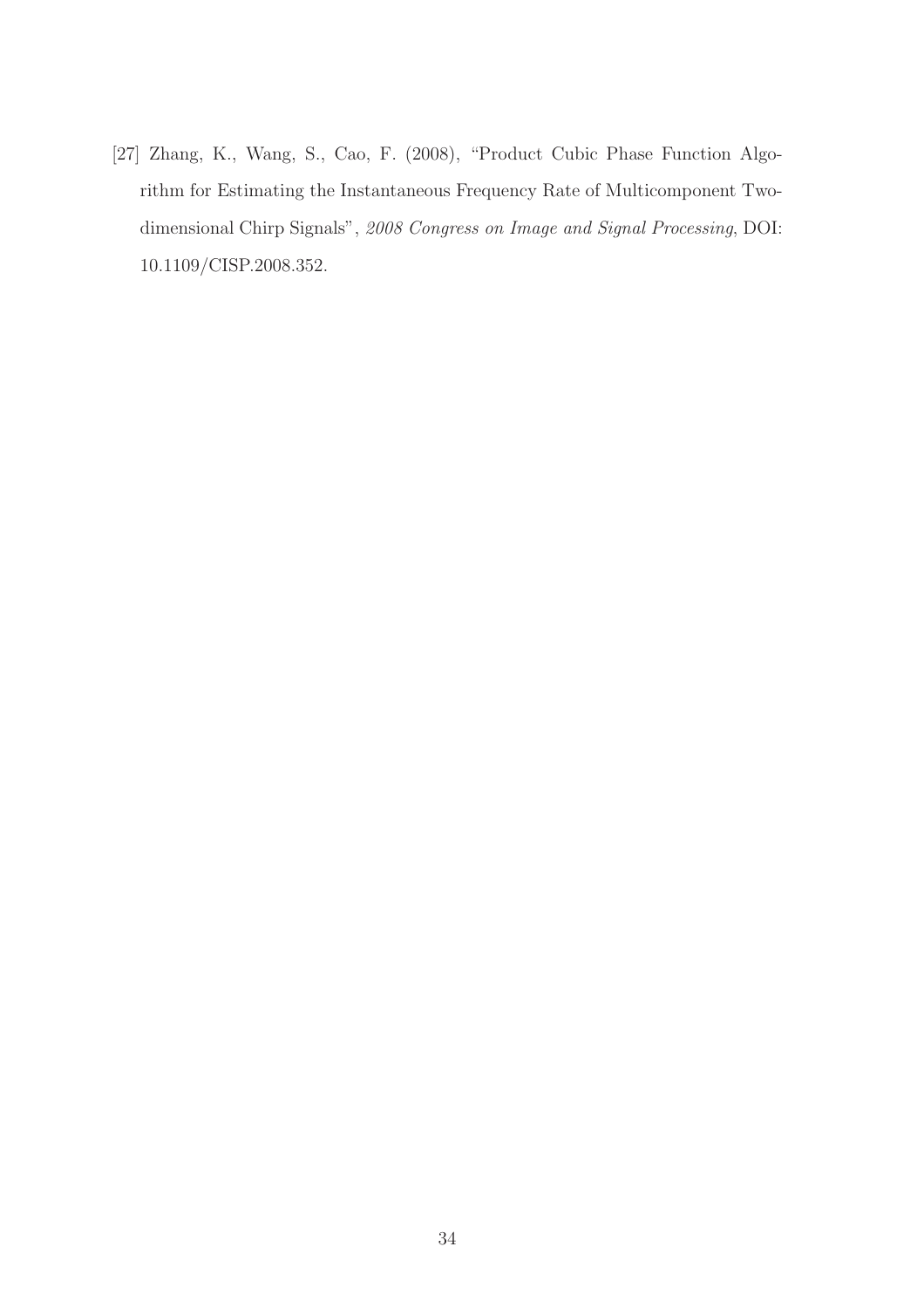[27] Zhang, K., Wang, S., Cao, F. (2008), "Product Cubic Phase Function Algorithm for Estimating the Instantaneous Frequency Rate of Multicomponent Two-dimensional Chirp Signals", *2008 Congress on Image and Signal Processing*, DOI: 10.1109/CISP.2008.352.